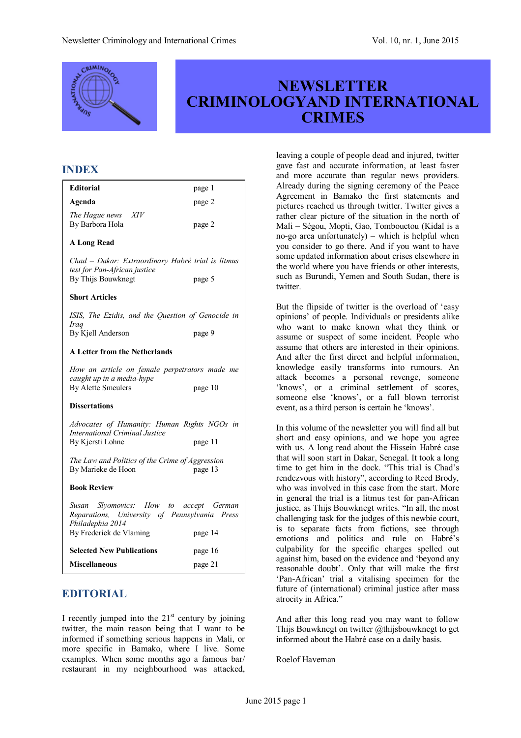# NEWSLETTER CRIMINOLOGYAND INTERNATIONAL CRIMES

## INDEX

| | |
|---|---|
| **Editorial** | page 1 |
| **Agenda** | page 2 |
| *The Hague news XIV* By Barbora Hola | page 2 |
| **A Long Read** | |
| *Chad – Dakar: Extraordinary Habré trial is litmus test for Pan-African justice* By Thijs Bouwknegt | page 5 |
| **Short Articles** | |
| *ISIS, The Ezidis, and the Question of Genocide in Iraq* By Kjell Anderson | page 9 |
| **A Letter from the Netherlands** | |
| *How an article on female perpetrators made me caught up in a media-hype* By Alette Smeulers | page 10 |
| **Dissertations** | |
| *Advocates of Humanity: Human Rights NGOs in International Criminal Justice* By Kjersti Lohne | page 11 |
| *The Law and Politics of the Crime of Aggression* By Marieke de Hoon | page 13 |
| **Book Review** | |
| *Susan Slyomovics: How to accept German Reparations, University of Pennsylvania Press Philadephia 2014* By Frederiek de Vlaming | page 14 |
| **Selected New Publications** | page 16 |
| **Miscellaneous** | page 21 |

## EDITORIAL

I recently jumped into the 21st century by joining twitter, the main reason being that I want to be informed if something serious happens in Mali, or more specific in Bamako, where I live. Some examples. When some months ago a famous bar/ restaurant in my neighbourhood was attacked, leaving a couple of people dead and injured, twitter gave fast and accurate information, at least faster and more accurate than regular news providers. Already during the signing ceremony of the Peace Agreement in Bamako the first statements and pictures reached us through twitter. Twitter gives a rather clear picture of the situation in the north of Mali – Ségou, Mopti, Gao, Tombouctou (Kidal is a no-go area unfortunately) – which is helpful when you consider to go there. And if you want to have some updated information about crises elsewhere in the world where you have friends or other interests, such as Burundi, Yemen and South Sudan, there is twitter.

But the flipside of twitter is the overload of 'easy opinions' of people. Individuals or presidents alike who want to make known what they think or assume or suspect of some incident. People who assume that others are interested in their opinions. And after the first direct and helpful information, knowledge easily transforms into rumours. An attack becomes a personal revenge, someone 'knows', or a criminal settlement of scores, someone else 'knows', or a full blown terrorist event, as a third person is certain he 'knows'.

In this volume of the newsletter you will find all but short and easy opinions, and we hope you agree with us. A long read about the Hissein Habré case that will soon start in Dakar, Senegal. It took a long time to get him in the dock. "This trial is Chad's rendezvous with history", according to Reed Brody, who was involved in this case from the start. More in general the trial is a litmus test for pan-African justice, as Thijs Bouwknegt writes. "In all, the most challenging task for the judges of this newbie court, is to separate facts from fictions, see through emotions and politics and rule on Habré's culpability for the specific charges spelled out against him, based on the evidence and 'beyond any reasonable doubt'. Only that will make the first 'Pan-African' trial a vitalising specimen for the future of (international) criminal justice after mass atrocity in Africa."

And after this long read you may want to follow Thijs Bouwknegt on twitter @thijsbouwknegt to get informed about the Habré case on a daily basis.

Roelof Haveman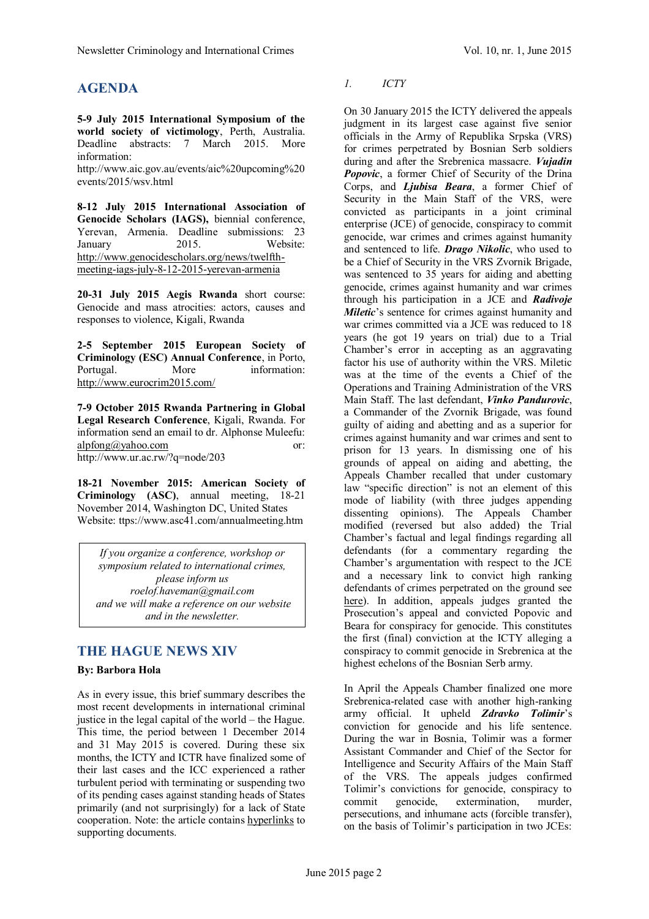## AGENDA

**5-9 July 2015 International Symposium of the world society of victimology**, Perth, Australia. Deadline abstracts: 7 March 2015. More information:
http://www.aic.gov.au/events/aic%20upcoming%20events/2015/wsv.html

**8-12 July 2015 International Association of Genocide Scholars (IAGS),** biennial conference, Yerevan, Armenia. Deadline submissions: 23 January 2015. Website: http://www.genocidescholars.org/news/twelfth-meeting-iags-july-8-12-2015-yerevan-armenia

**20-31 July 2015 Aegis Rwanda** short course: Genocide and mass atrocities: actors, causes and responses to violence, Kigali, Rwanda

**2-5 September 2015 European Society of Criminology (ESC) Annual Conference**, in Porto, Portugal. More information: http://www.eurocrim2015.com/

**7-9 October 2015 Rwanda Partnering in Global Legal Research Conference**, Kigali, Rwanda. For information send an email to dr. Alphonse Muleefu: alpfong@yahoo.com or: http://www.ur.ac.rw/?q=node/203

**18-21 November 2015: American Society of Criminology (ASC)**, annual meeting, 18-21 November 2014, Washington DC, United States Website: ttps://www.asc41.com/annualmeeting.htm

*If you organize a conference, workshop or symposium related to international crimes, please inform us roelof.haveman@gmail.com and we will make a reference on our website and in the newsletter.*

## THE HAGUE NEWS XIV

**By: Barbora Hola**

As in every issue, this brief summary describes the most recent developments in international criminal justice in the legal capital of the world – the Hague. This time, the period between 1 December 2014 and 31 May 2015 is covered. During these six months, the ICTY and ICTR have finalized some of their last cases and the ICC experienced a rather turbulent period with terminating or suspending two of its pending cases against standing heads of States primarily (and not surprisingly) for a lack of State cooperation. Note: the article contains hyperlinks to supporting documents.

*1. ICTY*

On 30 January 2015 the ICTY delivered the appeals judgment in its largest case against five senior officials in the Army of Republika Srpska (VRS) for crimes perpetrated by Bosnian Serb soldiers during and after the Srebrenica massacre. ***Vujadin Popovic***, a former Chief of Security of the Drina Corps, and ***Ljubisa Beara***, a former Chief of Security in the Main Staff of the VRS, were convicted as participants in a joint criminal enterprise (JCE) of genocide, conspiracy to commit genocide, war crimes and crimes against humanity and sentenced to life. ***Drago Nikolic***, who used to be a Chief of Security in the VRS Zvornik Brigade, was sentenced to 35 years for aiding and abetting genocide, crimes against humanity and war crimes through his participation in a JCE and ***Radivoje Miletic***'s sentence for crimes against humanity and war crimes committed via a JCE was reduced to 18 years (he got 19 years on trial) due to a Trial Chamber's error in accepting as an aggravating factor his use of authority within the VRS. Miletic was at the time of the events a Chief of the Operations and Training Administration of the VRS Main Staff. The last defendant, ***Vinko Pandurovic***, a Commander of the Zvornik Brigade, was found guilty of aiding and abetting and as a superior for crimes against humanity and war crimes and sent to prison for 13 years. In dismissing one of his grounds of appeal on aiding and abetting, the Appeals Chamber recalled that under customary law "specific direction" is not an element of this mode of liability (with three judges appending dissenting opinions). The Appeals Chamber modified (reversed but also added) the Trial Chamber's factual and legal findings regarding all defendants (for a commentary regarding the Chamber's argumentation with respect to the JCE and a necessary link to convict high ranking defendants of crimes perpetrated on the ground see here). In addition, appeals judges granted the Prosecution's appeal and convicted Popovic and Beara for conspiracy for genocide. This constitutes the first (final) conviction at the ICTY alleging a conspiracy to commit genocide in Srebrenica at the highest echelons of the Bosnian Serb army.

In April the Appeals Chamber finalized one more Srebrenica-related case with another high-ranking army official. It upheld ***Zdravko Tolimir***'s conviction for genocide and his life sentence. During the war in Bosnia, Tolimir was a former Assistant Commander and Chief of the Sector for Intelligence and Security Affairs of the Main Staff of the VRS. The appeals judges confirmed Tolimir's convictions for genocide, conspiracy to commit genocide, extermination, murder, persecutions, and inhumane acts (forcible transfer), on the basis of Tolimir's participation in two JCEs: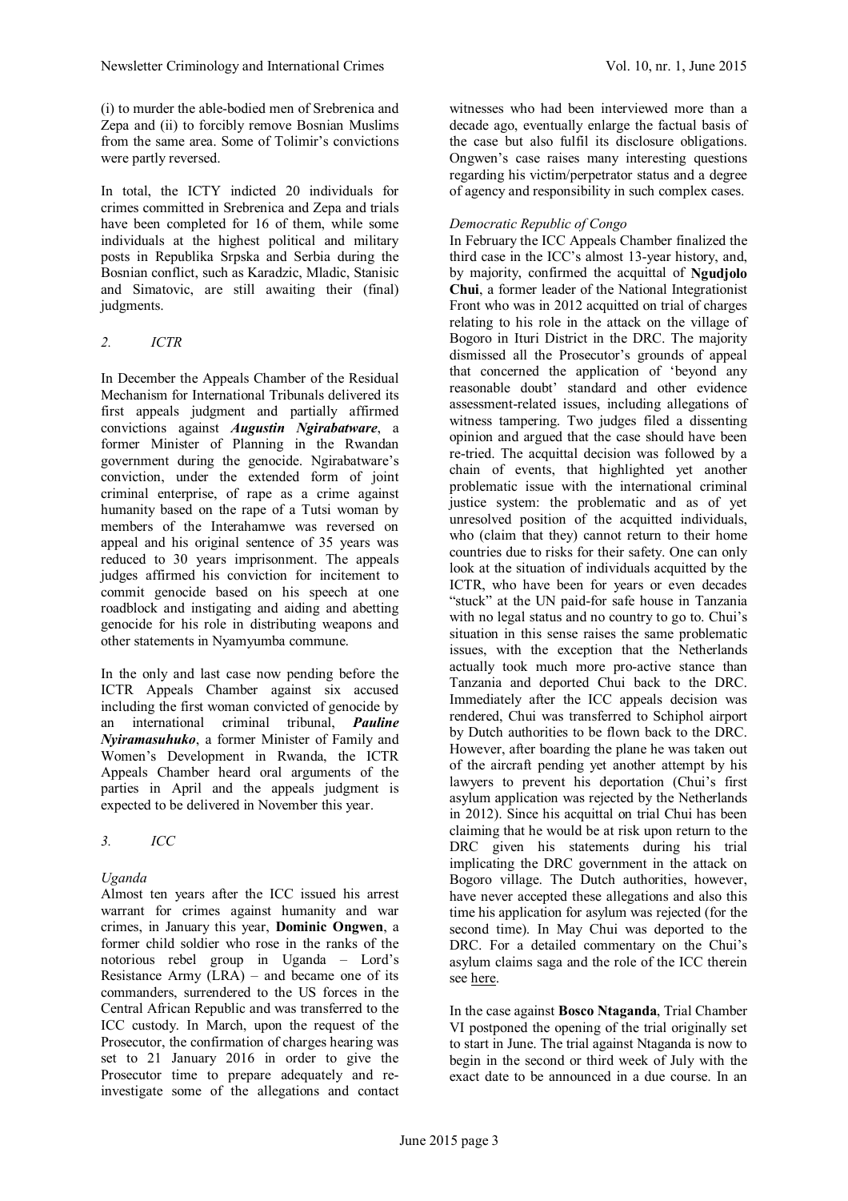(i) to murder the able-bodied men of Srebrenica and Zepa and (ii) to forcibly remove Bosnian Muslims from the same area. Some of Tolimir's convictions were partly reversed.

In total, the ICTY indicted 20 individuals for crimes committed in Srebrenica and Zepa and trials have been completed for 16 of them, while some individuals at the highest political and military posts in Republika Srpska and Serbia during the Bosnian conflict, such as Karadzic, Mladic, Stanisic and Simatovic, are still awaiting their (final) judgments.

## *2. ICTR*

In December the Appeals Chamber of the Residual Mechanism for International Tribunals delivered its first appeals judgment and partially affirmed convictions against ***Augustin Ngirabatware***, a former Minister of Planning in the Rwandan government during the genocide. Ngirabatware's conviction, under the extended form of joint criminal enterprise, of rape as a crime against humanity based on the rape of a Tutsi woman by members of the Interahamwe was reversed on appeal and his original sentence of 35 years was reduced to 30 years imprisonment. The appeals judges affirmed his conviction for incitement to commit genocide based on his speech at one roadblock and instigating and aiding and abetting genocide for his role in distributing weapons and other statements in Nyamyumba commune.

In the only and last case now pending before the ICTR Appeals Chamber against six accused including the first woman convicted of genocide by an international criminal tribunal, ***Pauline Nyiramasuhuko***, a former Minister of Family and Women's Development in Rwanda, the ICTR Appeals Chamber heard oral arguments of the parties in April and the appeals judgment is expected to be delivered in November this year.

## *3. ICC*

### *Uganda*

Almost ten years after the ICC issued his arrest warrant for crimes against humanity and war crimes, in January this year, **Dominic Ongwen**, a former child soldier who rose in the ranks of the notorious rebel group in Uganda – Lord's Resistance Army (LRA) – and became one of its commanders, surrendered to the US forces in the Central African Republic and was transferred to the ICC custody. In March, upon the request of the Prosecutor, the confirmation of charges hearing was set to 21 January 2016 in order to give the Prosecutor time to prepare adequately and re-investigate some of the allegations and contact witnesses who had been interviewed more than a decade ago, eventually enlarge the factual basis of the case but also fulfil its disclosure obligations. Ongwen's case raises many interesting questions regarding his victim/perpetrator status and a degree of agency and responsibility in such complex cases.

### *Democratic Republic of Congo*

In February the ICC Appeals Chamber finalized the third case in the ICC's almost 13-year history, and, by majority, confirmed the acquittal of **Ngudjolo Chui**, a former leader of the National Integrationist Front who was in 2012 acquitted on trial of charges relating to his role in the attack on the village of Bogoro in Ituri District in the DRC. The majority dismissed all the Prosecutor's grounds of appeal that concerned the application of 'beyond any reasonable doubt' standard and other evidence assessment-related issues, including allegations of witness tampering. Two judges filed a dissenting opinion and argued that the case should have been re-tried. The acquittal decision was followed by a chain of events, that highlighted yet another problematic issue with the international criminal justice system: the problematic and as of yet unresolved position of the acquitted individuals, who (claim that they) cannot return to their home countries due to risks for their safety. One can only look at the situation of individuals acquitted by the ICTR, who have been for years or even decades "stuck" at the UN paid-for safe house in Tanzania with no legal status and no country to go to. Chui's situation in this sense raises the same problematic issues, with the exception that the Netherlands actually took much more pro-active stance than Tanzania and deported Chui back to the DRC. Immediately after the ICC appeals decision was rendered, Chui was transferred to Schiphol airport by Dutch authorities to be flown back to the DRC. However, after boarding the plane he was taken out of the aircraft pending yet another attempt by his lawyers to prevent his deportation (Chui's first asylum application was rejected by the Netherlands in 2012). Since his acquittal on trial Chui has been claiming that he would be at risk upon return to the DRC given his statements during his trial implicating the DRC government in the attack on Bogoro village. The Dutch authorities, however, have never accepted these allegations and also this time his application for asylum was rejected (for the second time). In May Chui was deported to the DRC. For a detailed commentary on the Chui's asylum claims saga and the role of the ICC therein see here.

In the case against **Bosco Ntaganda**, Trial Chamber VI postponed the opening of the trial originally set to start in June. The trial against Ntaganda is now to begin in the second or third week of July with the exact date to be announced in a due course. In an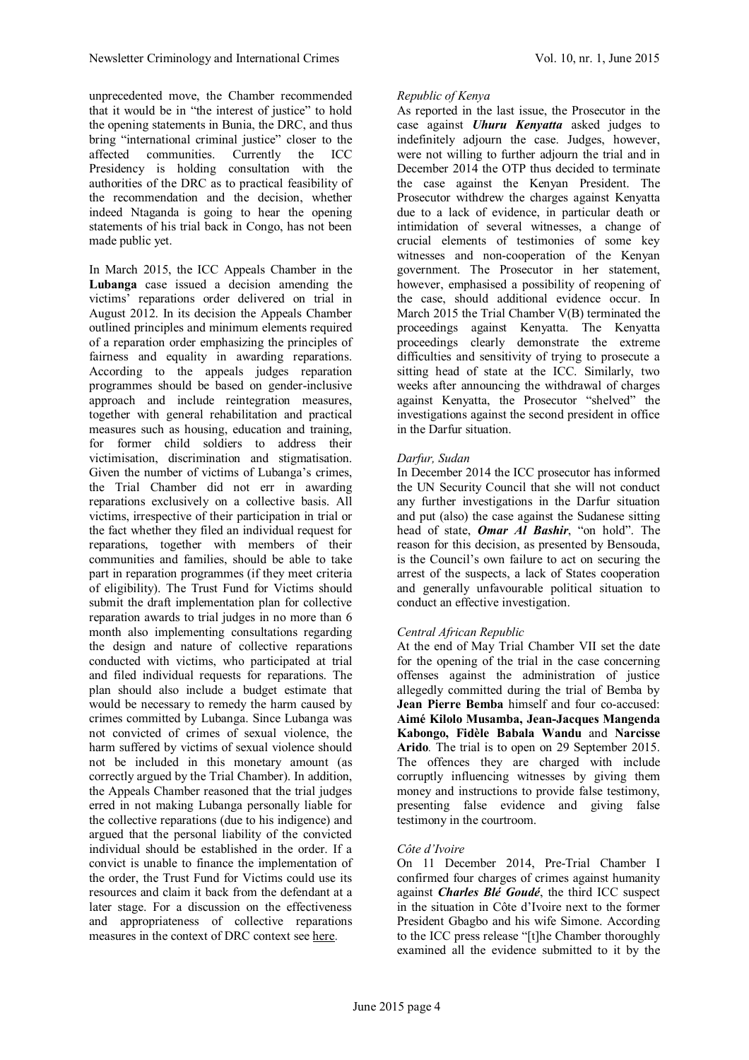unprecedented move, the Chamber recommended that it would be in "the interest of justice" to hold the opening statements in Bunia, the DRC, and thus bring "international criminal justice" closer to the affected communities. Currently the ICC Presidency is holding consultation with the authorities of the DRC as to practical feasibility of the recommendation and the decision, whether indeed Ntaganda is going to hear the opening statements of his trial back in Congo, has not been made public yet.

In March 2015, the ICC Appeals Chamber in the **Lubanga** case issued a decision amending the victims' reparations order delivered on trial in August 2012. In its decision the Appeals Chamber outlined principles and minimum elements required of a reparation order emphasizing the principles of fairness and equality in awarding reparations. According to the appeals judges reparation programmes should be based on gender-inclusive approach and include reintegration measures, together with general rehabilitation and practical measures such as housing, education and training, for former child soldiers to address their victimisation, discrimination and stigmatisation. Given the number of victims of Lubanga's crimes, the Trial Chamber did not err in awarding reparations exclusively on a collective basis. All victims, irrespective of their participation in trial or the fact whether they filed an individual request for reparations, together with members of their communities and families, should be able to take part in reparation programmes (if they meet criteria of eligibility). The Trust Fund for Victims should submit the draft implementation plan for collective reparation awards to trial judges in no more than 6 month also implementing consultations regarding the design and nature of collective reparations conducted with victims, who participated at trial and filed individual requests for reparations. The plan should also include a budget estimate that would be necessary to remedy the harm caused by crimes committed by Lubanga. Since Lubanga was not convicted of crimes of sexual violence, the harm suffered by victims of sexual violence should not be included in this monetary amount (as correctly argued by the Trial Chamber). In addition, the Appeals Chamber reasoned that the trial judges erred in not making Lubanga personally liable for the collective reparations (due to his indigence) and argued that the personal liability of the convicted individual should be established in the order. If a convict is unable to finance the implementation of the order, the Trust Fund for Victims could use its resources and claim it back from the defendant at a later stage. For a discussion on the effectiveness and appropriateness of collective reparations measures in the context of DRC context see here.

*Republic of Kenya*

As reported in the last issue, the Prosecutor in the case against ***Uhuru Kenyatta*** asked judges to indefinitely adjourn the case. Judges, however, were not willing to further adjourn the trial and in December 2014 the OTP thus decided to terminate the case against the Kenyan President. The Prosecutor withdrew the charges against Kenyatta due to a lack of evidence, in particular death or intimidation of several witnesses, a change of crucial elements of testimonies of some key witnesses and non-cooperation of the Kenyan government. The Prosecutor in her statement, however, emphasised a possibility of reopening of the case, should additional evidence occur. In March 2015 the Trial Chamber V(B) terminated the proceedings against Kenyatta. The Kenyatta proceedings clearly demonstrate the extreme difficulties and sensitivity of trying to prosecute a sitting head of state at the ICC. Similarly, two weeks after announcing the withdrawal of charges against Kenyatta, the Prosecutor "shelved" the investigations against the second president in office in the Darfur situation.

*Darfur, Sudan*

In December 2014 the ICC prosecutor has informed the UN Security Council that she will not conduct any further investigations in the Darfur situation and put (also) the case against the Sudanese sitting head of state, ***Omar Al Bashir***, "on hold". The reason for this decision, as presented by Bensouda, is the Council's own failure to act on securing the arrest of the suspects, a lack of States cooperation and generally unfavourable political situation to conduct an effective investigation.

*Central African Republic*

At the end of May Trial Chamber VII set the date for the opening of the trial in the case concerning offenses against the administration of justice allegedly committed during the trial of Bemba by **Jean Pierre Bemba** himself and four co-accused: **Aimé Kilolo Musamba, Jean-Jacques Mangenda Kabongo, Fidèle Babala Wandu** and **Narcisse Arido**. The trial is to open on 29 September 2015. The offences they are charged with include corruptly influencing witnesses by giving them money and instructions to provide false testimony, presenting false evidence and giving false testimony in the courtroom.

*Côte d'Ivoire*

On 11 December 2014, Pre-Trial Chamber I confirmed four charges of crimes against humanity against ***Charles Blé Goudé***, the third ICC suspect in the situation in Côte d'Ivoire next to the former President Gbagbo and his wife Simone. According to the ICC press release "[t]he Chamber thoroughly examined all the evidence submitted to it by the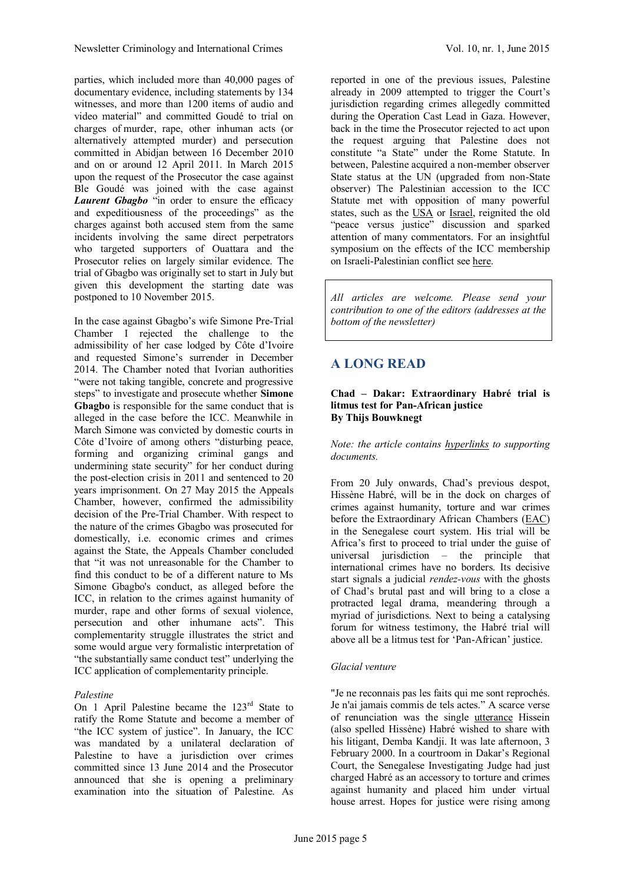parties, which included more than 40,000 pages of documentary evidence, including statements by 134 witnesses, and more than 1200 items of audio and video material" and committed Goudé to trial on charges of murder, rape, other inhuman acts (or alternatively attempted murder) and persecution committed in Abidjan between 16 December 2010 and on or around 12 April 2011. In March 2015 upon the request of the Prosecutor the case against Ble Goudé was joined with the case against ***Laurent Gbagbo*** "in order to ensure the efficacy and expeditiousness of the proceedings" as the charges against both accused stem from the same incidents involving the same direct perpetrators who targeted supporters of Ouattara and the Prosecutor relies on largely similar evidence. The trial of Gbagbo was originally set to start in July but given this development the starting date was postponed to 10 November 2015.

In the case against Gbagbo's wife Simone Pre-Trial Chamber I rejected the challenge to the admissibility of her case lodged by Côte d'Ivoire and requested Simone's surrender in December 2014. The Chamber noted that Ivorian authorities "were not taking tangible, concrete and progressive steps" to investigate and prosecute whether **Simone Gbagbo** is responsible for the same conduct that is alleged in the case before the ICC. Meanwhile in March Simone was convicted by domestic courts in Côte d'Ivoire of among others "disturbing peace, forming and organizing criminal gangs and undermining state security" for her conduct during the post-election crisis in 2011 and sentenced to 20 years imprisonment. On 27 May 2015 the Appeals Chamber, however, confirmed the admissibility decision of the Pre-Trial Chamber. With respect to the nature of the crimes Gbagbo was prosecuted for domestically, i.e. economic crimes and crimes against the State, the Appeals Chamber concluded that "it was not unreasonable for the Chamber to find this conduct to be of a different nature to Ms Simone Gbagbo's conduct, as alleged before the ICC, in relation to the crimes against humanity of murder, rape and other forms of sexual violence, persecution and other inhumane acts". This complementarity struggle illustrates the strict and some would argue very formalistic interpretation of "the substantially same conduct test" underlying the ICC application of complementarity principle.

*Palestine*

On 1 April Palestine became the 123rd State to ratify the Rome Statute and become a member of "the ICC system of justice". In January, the ICC was mandated by a unilateral declaration of Palestine to have a jurisdiction over crimes committed since 13 June 2014 and the Prosecutor announced that she is opening a preliminary examination into the situation of Palestine. As reported in one of the previous issues, Palestine already in 2009 attempted to trigger the Court's jurisdiction regarding crimes allegedly committed during the Operation Cast Lead in Gaza. However, back in the time the Prosecutor rejected to act upon the request arguing that Palestine does not constitute "a State" under the Rome Statute. In between, Palestine acquired a non-member observer State status at the UN (upgraded from non-State observer) The Palestinian accession to the ICC Statute met with opposition of many powerful states, such as the USA or Israel, reignited the old "peace versus justice" discussion and sparked attention of many commentators. For an insightful symposium on the effects of the ICC membership on Israeli-Palestinian conflict see here.

*All articles are welcome. Please send your contribution to one of the editors (addresses at the bottom of the newsletter)*

## A LONG READ

**Chad – Dakar: Extraordinary Habré trial is litmus test for Pan-African justice**
**By Thijs Bouwknegt**

*Note: the article contains hyperlinks to supporting documents.*

From 20 July onwards, Chad's previous despot, Hissène Habré, will be in the dock on charges of crimes against humanity, torture and war crimes before the Extraordinary African Chambers (EAC) in the Senegalese court system. His trial will be Africa's first to proceed to trial under the guise of universal jurisdiction – the principle that international crimes have no borders. Its decisive start signals a judicial *rendez-vous* with the ghosts of Chad's brutal past and will bring to a close a protracted legal drama, meandering through a myriad of jurisdictions. Next to being a catalysing forum for witness testimony, the Habré trial will above all be a litmus test for 'Pan-African' justice.

*Glacial venture*

"Je ne reconnais pas les faits qui me sont reprochés. Je n'ai jamais commis de tels actes." A scarce verse of renunciation was the single utterance Hissein (also spelled Hissène) Habré wished to share with his litigant, Demba Kandji. It was late afternoon, 3 February 2000. In a courtroom in Dakar's Regional Court, the Senegalese Investigating Judge had just charged Habré as an accessory to torture and crimes against humanity and placed him under virtual house arrest. Hopes for justice were rising among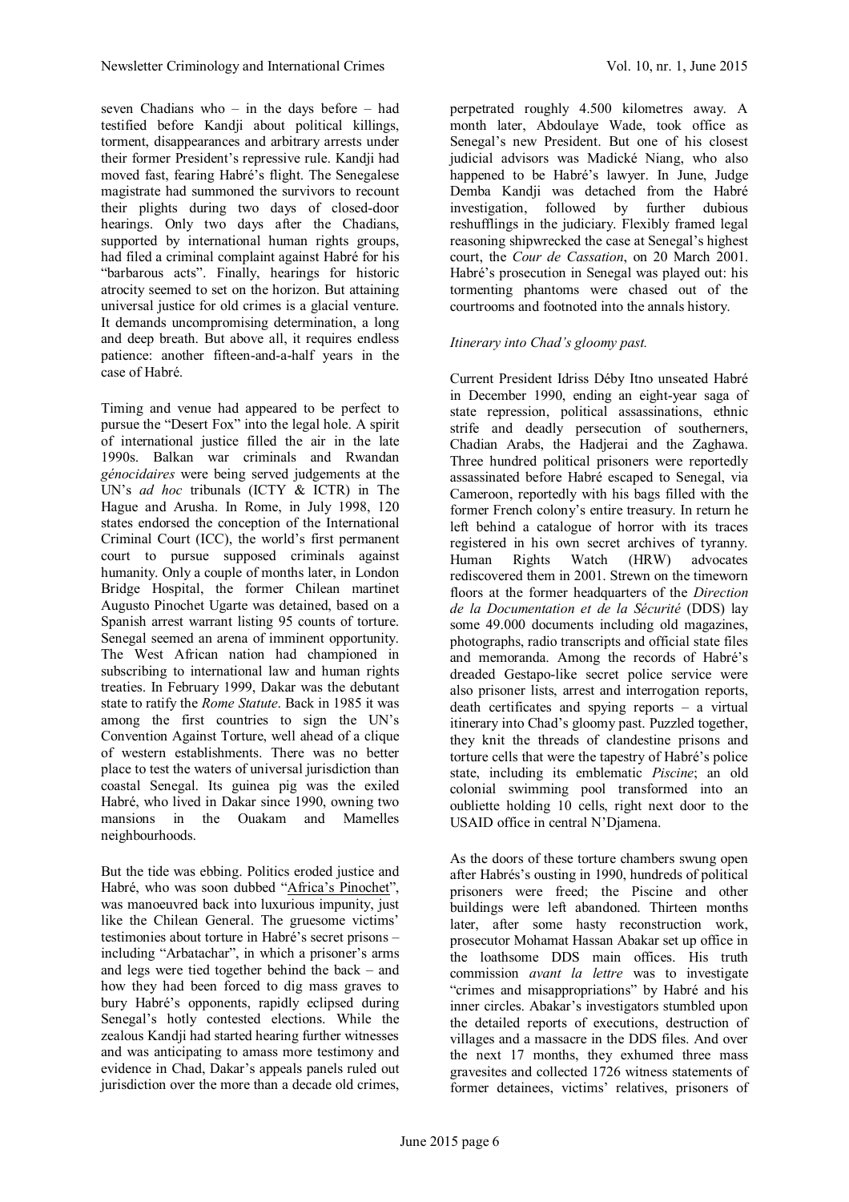seven Chadians who – in the days before – had testified before Kandji about political killings, torment, disappearances and arbitrary arrests under their former President's repressive rule. Kandji had moved fast, fearing Habré's flight. The Senegalese magistrate had summoned the survivors to recount their plights during two days of closed-door hearings. Only two days after the Chadians, supported by international human rights groups, had filed a criminal complaint against Habré for his "barbarous acts". Finally, hearings for historic atrocity seemed to set on the horizon. But attaining universal justice for old crimes is a glacial venture. It demands uncompromising determination, a long and deep breath. But above all, it requires endless patience: another fifteen-and-a-half years in the case of Habré.

Timing and venue had appeared to be perfect to pursue the "Desert Fox" into the legal hole. A spirit of international justice filled the air in the late 1990s. Balkan war criminals and Rwandan *génocidaires* were being served judgements at the UN's *ad hoc* tribunals (ICTY & ICTR) in The Hague and Arusha. In Rome, in July 1998, 120 states endorsed the conception of the International Criminal Court (ICC), the world's first permanent court to pursue supposed criminals against humanity. Only a couple of months later, in London Bridge Hospital, the former Chilean martinet Augusto Pinochet Ugarte was detained, based on a Spanish arrest warrant listing 95 counts of torture. Senegal seemed an arena of imminent opportunity. The West African nation had championed in subscribing to international law and human rights treaties. In February 1999, Dakar was the debutant state to ratify the *Rome Statute*. Back in 1985 it was among the first countries to sign the UN's Convention Against Torture, well ahead of a clique of western establishments. There was no better place to test the waters of universal jurisdiction than coastal Senegal. Its guinea pig was the exiled Habré, who lived in Dakar since 1990, owning two mansions in the Ouakam and Mamelles neighbourhoods.

But the tide was ebbing. Politics eroded justice and Habré, who was soon dubbed "Africa's Pinochet", was manoeuvred back into luxurious impunity, just like the Chilean General. The gruesome victims' testimonies about torture in Habré's secret prisons – including "Arbatachar", in which a prisoner's arms and legs were tied together behind the back – and how they had been forced to dig mass graves to bury Habré's opponents, rapidly eclipsed during Senegal's hotly contested elections. While the zealous Kandji had started hearing further witnesses and was anticipating to amass more testimony and evidence in Chad, Dakar's appeals panels ruled out jurisdiction over the more than a decade old crimes, perpetrated roughly 4.500 kilometres away. A month later, Abdoulaye Wade, took office as Senegal's new President. But one of his closest judicial advisors was Madické Niang, who also happened to be Habré's lawyer. In June, Judge Demba Kandji was detached from the Habré investigation, followed by further dubious reshufflings in the judiciary. Flexibly framed legal reasoning shipwrecked the case at Senegal's highest court, the *Cour de Cassation*, on 20 March 2001. Habré's prosecution in Senegal was played out: his tormenting phantoms were chased out of the courtrooms and footnoted into the annals history.

*Itinerary into Chad's gloomy past.*

Current President Idriss Déby Itno unseated Habré in December 1990, ending an eight-year saga of state repression, political assassinations, ethnic strife and deadly persecution of southerners, Chadian Arabs, the Hadjerai and the Zaghawa. Three hundred political prisoners were reportedly assassinated before Habré escaped to Senegal, via Cameroon, reportedly with his bags filled with the former French colony's entire treasury. In return he left behind a catalogue of horror with its traces registered in his own secret archives of tyranny. Human Rights Watch (HRW) advocates rediscovered them in 2001. Strewn on the timeworn floors at the former headquarters of the *Direction de la Documentation et de la Sécurité* (DDS) lay some 49.000 documents including old magazines, photographs, radio transcripts and official state files and memoranda. Among the records of Habré's dreaded Gestapo-like secret police service were also prisoner lists, arrest and interrogation reports, death certificates and spying reports – a virtual itinerary into Chad's gloomy past. Puzzled together, they knit the threads of clandestine prisons and torture cells that were the tapestry of Habré's police state, including its emblematic *Piscine*; an old colonial swimming pool transformed into an oubliette holding 10 cells, right next door to the USAID office in central N'Djamena.

As the doors of these torture chambers swung open after Habrés's ousting in 1990, hundreds of political prisoners were freed; the Piscine and other buildings were left abandoned. Thirteen months later, after some hasty reconstruction work, prosecutor Mohamat Hassan Abakar set up office in the loathsome DDS main offices. His truth commission *avant la lettre* was to investigate "crimes and misappropriations" by Habré and his inner circles. Abakar's investigators stumbled upon the detailed reports of executions, destruction of villages and a massacre in the DDS files. And over the next 17 months, they exhumed three mass gravesites and collected 1726 witness statements of former detainees, victims' relatives, prisoners of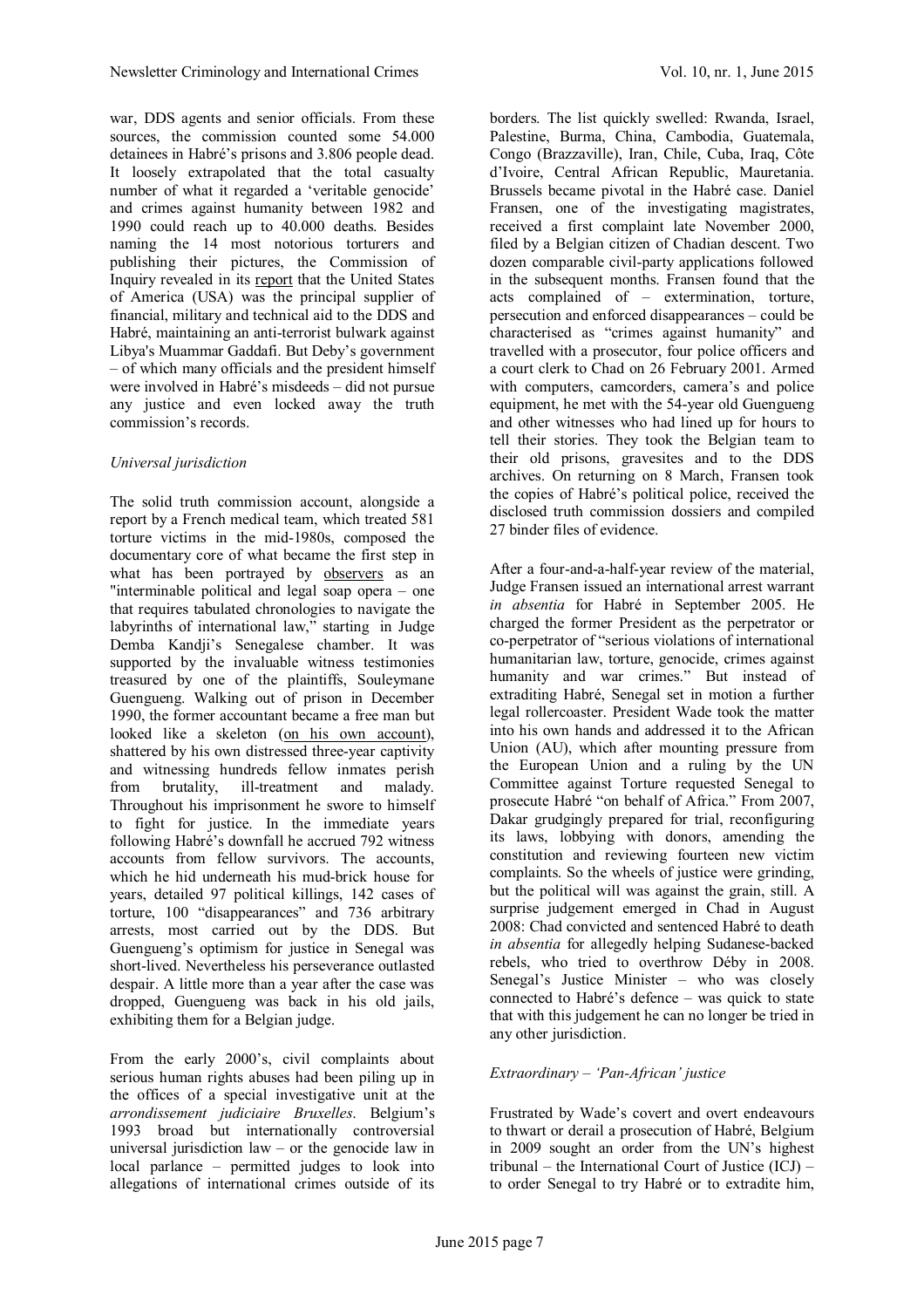war, DDS agents and senior officials. From these sources, the commission counted some 54.000 detainees in Habré's prisons and 3.806 people dead. It loosely extrapolated that the total casualty number of what it regarded a 'veritable genocide' and crimes against humanity between 1982 and 1990 could reach up to 40.000 deaths. Besides naming the 14 most notorious torturers and publishing their pictures, the Commission of Inquiry revealed in its report that the United States of America (USA) was the principal supplier of financial, military and technical aid to the DDS and Habré, maintaining an anti-terrorist bulwark against Libya's Muammar Gaddafi. But Deby's government – of which many officials and the president himself were involved in Habré's misdeeds – did not pursue any justice and even locked away the truth commission's records.

*Universal jurisdiction*

The solid truth commission account, alongside a report by a French medical team, which treated 581 torture victims in the mid-1980s, composed the documentary core of what became the first step in what has been portrayed by observers as an "interminable political and legal soap opera – one that requires tabulated chronologies to navigate the labyrinths of international law," starting in Judge Demba Kandji's Senegalese chamber. It was supported by the invaluable witness testimonies treasured by one of the plaintiffs, Souleymane Guengueng. Walking out of prison in December 1990, the former accountant became a free man but looked like a skeleton (on his own account), shattered by his own distressed three-year captivity and witnessing hundreds fellow inmates perish from brutality, ill-treatment and malady. Throughout his imprisonment he swore to himself to fight for justice. In the immediate years following Habré's downfall he accrued 792 witness accounts from fellow survivors. The accounts, which he hid underneath his mud-brick house for years, detailed 97 political killings, 142 cases of torture, 100 "disappearances" and 736 arbitrary arrests, most carried out by the DDS. But Guengueng's optimism for justice in Senegal was short-lived. Nevertheless his perseverance outlasted despair. A little more than a year after the case was dropped, Guengueng was back in his old jails, exhibiting them for a Belgian judge.

From the early 2000's, civil complaints about serious human rights abuses had been piling up in the offices of a special investigative unit at the *arrondissement judiciaire Bruxelles*. Belgium's 1993 broad but internationally controversial universal jurisdiction law – or the genocide law in local parlance – permitted judges to look into allegations of international crimes outside of its borders. The list quickly swelled: Rwanda, Israel, Palestine, Burma, China, Cambodia, Guatemala, Congo (Brazzaville), Iran, Chile, Cuba, Iraq, Côte d'Ivoire, Central African Republic, Mauretania. Brussels became pivotal in the Habré case. Daniel Fransen, one of the investigating magistrates, received a first complaint late November 2000, filed by a Belgian citizen of Chadian descent. Two dozen comparable civil-party applications followed in the subsequent months. Fransen found that the acts complained of – extermination, torture, persecution and enforced disappearances – could be characterised as "crimes against humanity" and travelled with a prosecutor, four police officers and a court clerk to Chad on 26 February 2001. Armed with computers, camcorders, camera's and police equipment, he met with the 54-year old Guengueng and other witnesses who had lined up for hours to tell their stories. They took the Belgian team to their old prisons, gravesites and to the DDS archives. On returning on 8 March, Fransen took the copies of Habré's political police, received the disclosed truth commission dossiers and compiled 27 binder files of evidence.

After a four-and-a-half-year review of the material, Judge Fransen issued an international arrest warrant *in absentia* for Habré in September 2005. He charged the former President as the perpetrator or co-perpetrator of "serious violations of international humanitarian law, torture, genocide, crimes against humanity and war crimes." But instead of extraditing Habré, Senegal set in motion a further legal rollercoaster. President Wade took the matter into his own hands and addressed it to the African Union (AU), which after mounting pressure from the European Union and a ruling by the UN Committee against Torture requested Senegal to prosecute Habré "on behalf of Africa." From 2007, Dakar grudgingly prepared for trial, reconfiguring its laws, lobbying with donors, amending the constitution and reviewing fourteen new victim complaints. So the wheels of justice were grinding, but the political will was against the grain, still. A surprise judgement emerged in Chad in August 2008: Chad convicted and sentenced Habré to death *in absentia* for allegedly helping Sudanese-backed rebels, who tried to overthrow Déby in 2008. Senegal's Justice Minister – who was closely connected to Habré's defence – was quick to state that with this judgement he can no longer be tried in any other jurisdiction.

*Extraordinary – 'Pan-African' justice*

Frustrated by Wade's covert and overt endeavours to thwart or derail a prosecution of Habré, Belgium in 2009 sought an order from the UN's highest tribunal – the International Court of Justice (ICJ) – to order Senegal to try Habré or to extradite him,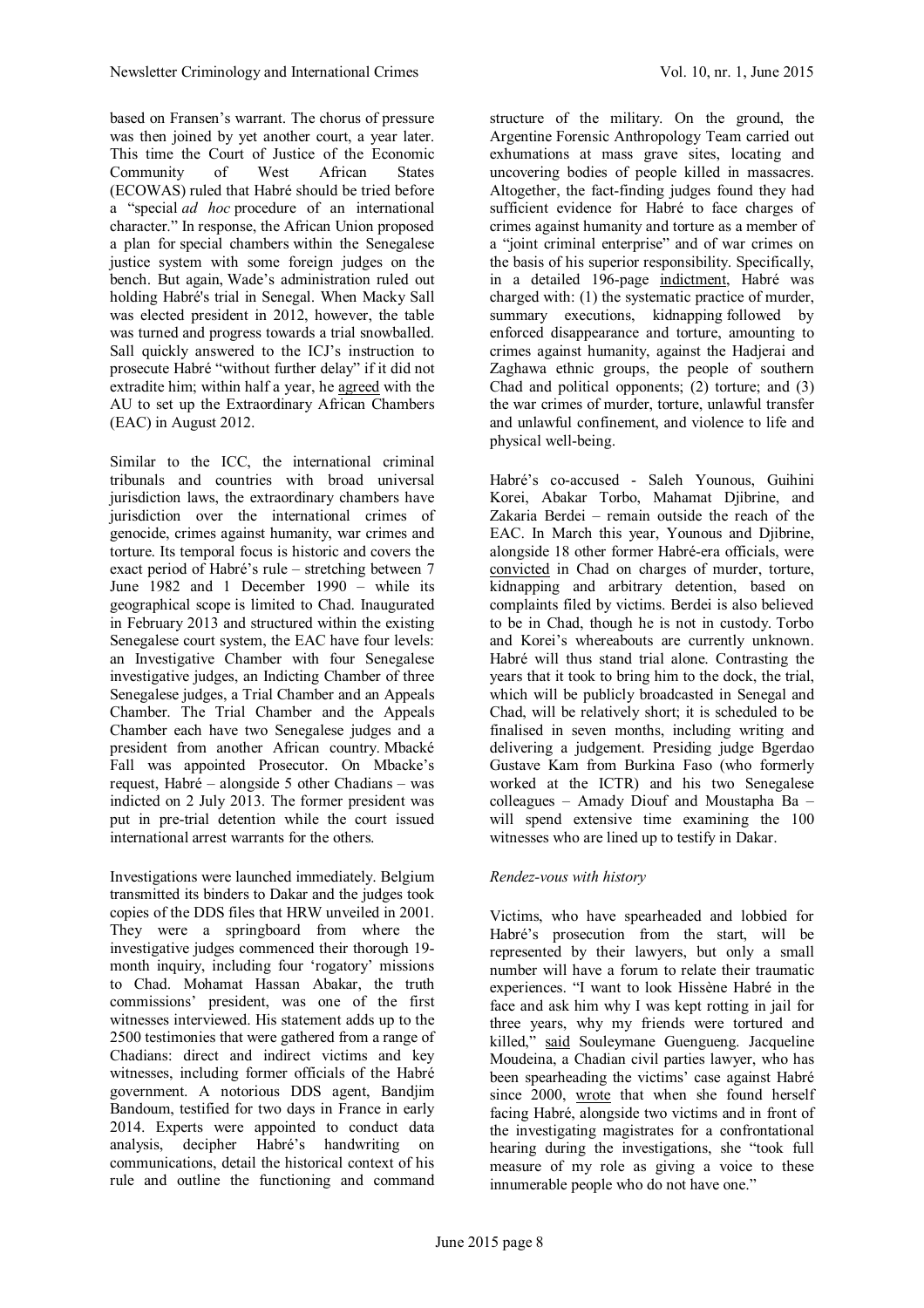based on Fransen's warrant. The chorus of pressure was then joined by yet another court, a year later. This time the Court of Justice of the Economic Community of West African States (ECOWAS) ruled that Habré should be tried before a "special *ad hoc* procedure of an international character." In response, the African Union proposed a plan for special chambers within the Senegalese justice system with some foreign judges on the bench. But again, Wade's administration ruled out holding Habré's trial in Senegal. When Macky Sall was elected president in 2012, however, the table was turned and progress towards a trial snowballed. Sall quickly answered to the ICJ's instruction to prosecute Habré "without further delay" if it did not extradite him; within half a year, he agreed with the AU to set up the Extraordinary African Chambers (EAC) in August 2012.

Similar to the ICC, the international criminal tribunals and countries with broad universal jurisdiction laws, the extraordinary chambers have jurisdiction over the international crimes of genocide, crimes against humanity, war crimes and torture. Its temporal focus is historic and covers the exact period of Habré's rule – stretching between 7 June 1982 and 1 December 1990 – while its geographical scope is limited to Chad. Inaugurated in February 2013 and structured within the existing Senegalese court system, the EAC have four levels: an Investigative Chamber with four Senegalese investigative judges, an Indicting Chamber of three Senegalese judges, a Trial Chamber and an Appeals Chamber. The Trial Chamber and the Appeals Chamber each have two Senegalese judges and a president from another African country. Mbacké Fall was appointed Prosecutor. On Mbacke's request, Habré – alongside 5 other Chadians – was indicted on 2 July 2013. The former president was put in pre-trial detention while the court issued international arrest warrants for the others.

Investigations were launched immediately. Belgium transmitted its binders to Dakar and the judges took copies of the DDS files that HRW unveiled in 2001. They were a springboard from where the investigative judges commenced their thorough 19-month inquiry, including four 'rogatory' missions to Chad. Mohamat Hassan Abakar, the truth commissions' president, was one of the first witnesses interviewed. His statement adds up to the 2500 testimonies that were gathered from a range of Chadians: direct and indirect victims and key witnesses, including former officials of the Habré government. A notorious DDS agent, Bandjim Bandoum, testified for two days in France in early 2014. Experts were appointed to conduct data analysis, decipher Habré's handwriting on communications, detail the historical context of his rule and outline the functioning and command structure of the military. On the ground, the Argentine Forensic Anthropology Team carried out exhumations at mass grave sites, locating and uncovering bodies of people killed in massacres. Altogether, the fact-finding judges found they had sufficient evidence for Habré to face charges of crimes against humanity and torture as a member of a "joint criminal enterprise" and of war crimes on the basis of his superior responsibility. Specifically, in a detailed 196-page indictment, Habré was charged with: (1) the systematic practice of murder, summary executions, kidnapping followed by enforced disappearance and torture, amounting to crimes against humanity, against the Hadjerai and Zaghawa ethnic groups, the people of southern Chad and political opponents; (2) torture; and (3) the war crimes of murder, torture, unlawful transfer and unlawful confinement, and violence to life and physical well-being.

Habré's co-accused - Saleh Younous, Guihini Korei, Abakar Torbo, Mahamat Djibrine, and Zakaria Berdei – remain outside the reach of the EAC. In March this year, Younous and Djibrine, alongside 18 other former Habré-era officials, were convicted in Chad on charges of murder, torture, kidnapping and arbitrary detention, based on complaints filed by victims. Berdei is also believed to be in Chad, though he is not in custody. Torbo and Korei's whereabouts are currently unknown. Habré will thus stand trial alone. Contrasting the years that it took to bring him to the dock, the trial, which will be publicly broadcasted in Senegal and Chad, will be relatively short; it is scheduled to be finalised in seven months, including writing and delivering a judgement. Presiding judge Bgerdao Gustave Kam from Burkina Faso (who formerly worked at the ICTR) and his two Senegalese colleagues – Amady Diouf and Moustapha Ba – will spend extensive time examining the 100 witnesses who are lined up to testify in Dakar.

*Rendez-vous with history*

Victims, who have spearheaded and lobbied for Habré's prosecution from the start, will be represented by their lawyers, but only a small number will have a forum to relate their traumatic experiences. "I want to look Hissène Habré in the face and ask him why I was kept rotting in jail for three years, why my friends were tortured and killed," said Souleymane Guengueng. Jacqueline Moudeina, a Chadian civil parties lawyer, who has been spearheading the victims' case against Habré since 2000, wrote that when she found herself facing Habré, alongside two victims and in front of the investigating magistrates for a confrontational hearing during the investigations, she "took full measure of my role as giving a voice to these innumerable people who do not have one."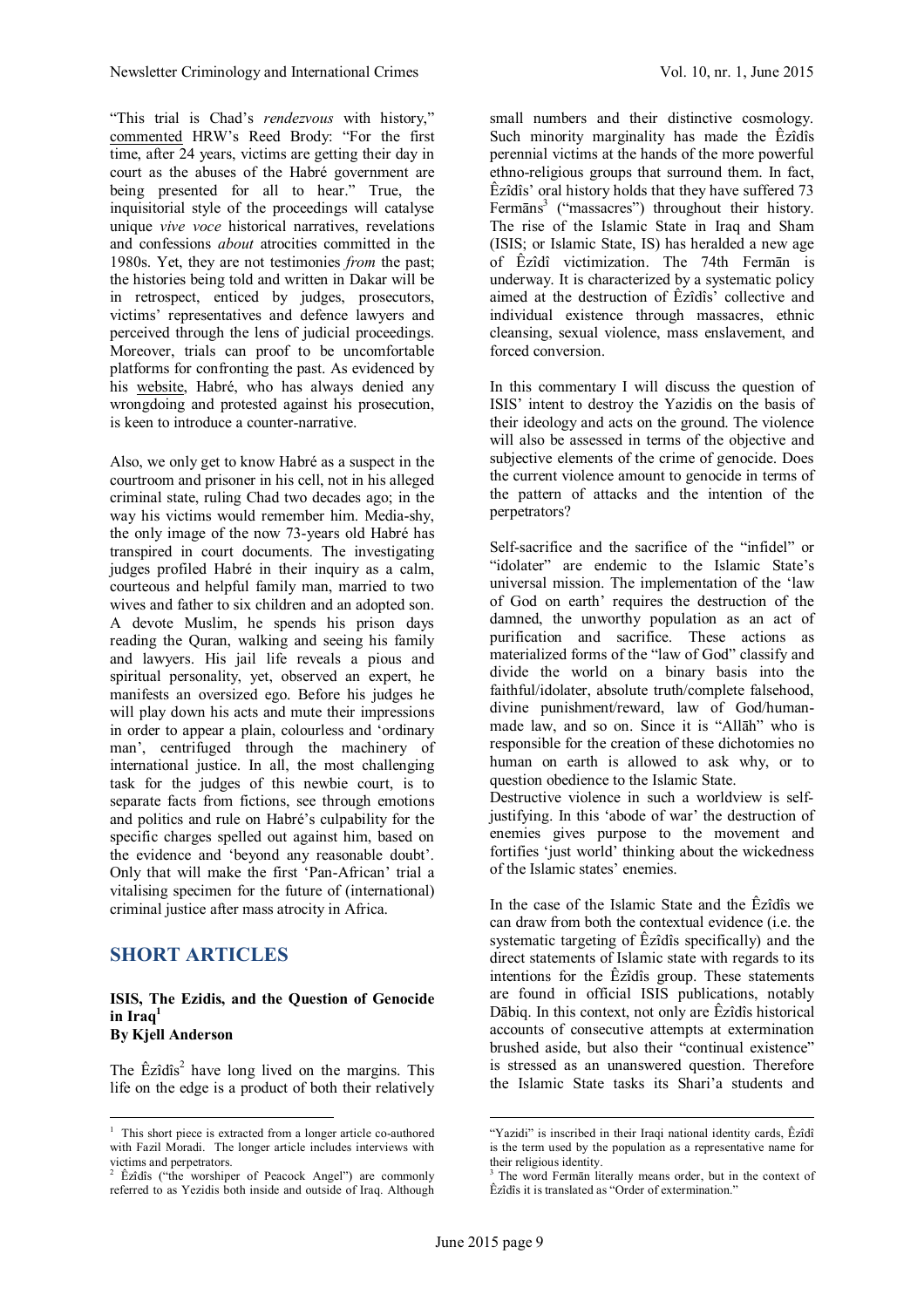"This trial is Chad's *rendezvous* with history," commented HRW's Reed Brody: "For the first time, after 24 years, victims are getting their day in court as the abuses of the Habré government are being presented for all to hear." True, the inquisitorial style of the proceedings will catalyse unique *vive voce* historical narratives, revelations and confessions *about* atrocities committed in the 1980s. Yet, they are not testimonies *from* the past; the histories being told and written in Dakar will be in retrospect, enticed by judges, prosecutors, victims' representatives and defence lawyers and perceived through the lens of judicial proceedings. Moreover, trials can proof to be uncomfortable platforms for confronting the past. As evidenced by his website, Habré, who has always denied any wrongdoing and protested against his prosecution, is keen to introduce a counter-narrative.

Also, we only get to know Habré as a suspect in the courtroom and prisoner in his cell, not in his alleged criminal state, ruling Chad two decades ago; in the way his victims would remember him. Media-shy, the only image of the now 73-years old Habré has transpired in court documents. The investigating judges profiled Habré in their inquiry as a calm, courteous and helpful family man, married to two wives and father to six children and an adopted son. A devote Muslim, he spends his prison days reading the Quran, walking and seeing his family and lawyers. His jail life reveals a pious and spiritual personality, yet, observed an expert, he manifests an oversized ego. Before his judges he will play down his acts and mute their impressions in order to appear a plain, colourless and 'ordinary man', centrifuged through the machinery of international justice. In all, the most challenging task for the judges of this newbie court, is to separate facts from fictions, see through emotions and politics and rule on Habré's culpability for the specific charges spelled out against him, based on the evidence and 'beyond any reasonable doubt'. Only that will make the first 'Pan-African' trial a vitalising specimen for the future of (international) criminal justice after mass atrocity in Africa.

## SHORT ARTICLES

### ISIS, The Ezidis, and the Question of Genocide in Iraq[1]

**By Kjell Anderson**

The Êzîdîs[2] have long lived on the margins. This life on the edge is a product of both their relatively small numbers and their distinctive cosmology. Such minority marginality has made the Êzîdîs perennial victims at the hands of the more powerful ethno-religious groups that surround them. In fact, Êzîdîs' oral history holds that they have suffered 73 Fermāns[3] ("massacres") throughout their history. The rise of the Islamic State in Iraq and Sham (ISIS; or Islamic State, IS) has heralded a new age of Êzîdî victimization. The 74th Fermān is underway. It is characterized by a systematic policy aimed at the destruction of Êzîdîs' collective and individual existence through massacres, ethnic cleansing, sexual violence, mass enslavement, and forced conversion.

In this commentary I will discuss the question of ISIS' intent to destroy the Yazidis on the basis of their ideology and acts on the ground. The violence will also be assessed in terms of the objective and subjective elements of the crime of genocide. Does the current violence amount to genocide in terms of the pattern of attacks and the intention of the perpetrators?

Self-sacrifice and the sacrifice of the "infidel" or "idolater" are endemic to the Islamic State's universal mission. The implementation of the 'law of God on earth' requires the destruction of the damned, the unworthy population as an act of purification and sacrifice. These actions as materialized forms of the "law of God" classify and divide the world on a binary basis into the faithful/idolater, absolute truth/complete falsehood, divine punishment/reward, law of God/human-made law, and so on. Since it is "Allāh" who is responsible for the creation of these dichotomies no human on earth is allowed to ask why, or to question obedience to the Islamic State.
Destructive violence in such a worldview is self-justifying. In this 'abode of war' the destruction of enemies gives purpose to the movement and fortifies 'just world' thinking about the wickedness of the Islamic states' enemies.

In the case of the Islamic State and the Êzîdîs we can draw from both the contextual evidence (i.e. the systematic targeting of Êzîdîs specifically) and the direct statements of Islamic state with regards to its intentions for the Êzîdîs group. These statements are found in official ISIS publications, notably Dābiq. In this context, not only are Êzîdîs historical accounts of consecutive attempts at extermination brushed aside, but also their "continual existence" is stressed as an unanswered question. Therefore the Islamic State tasks its Shari'a students and

---

[1] This short piece is extracted from a longer article co-authored with Fazil Moradi. The longer article includes interviews with victims and perpetrators.

[2] Êzîdîs ("the worshiper of Peacock Angel") are commonly referred to as Yezidis both inside and outside of Iraq. Although "Yazidi" is inscribed in their Iraqi national identity cards, Êzîdî is the term used by the population as a representative name for their religious identity.

[3] The word Fermān literally means order, but in the context of Êzîdîs it is translated as "Order of extermination."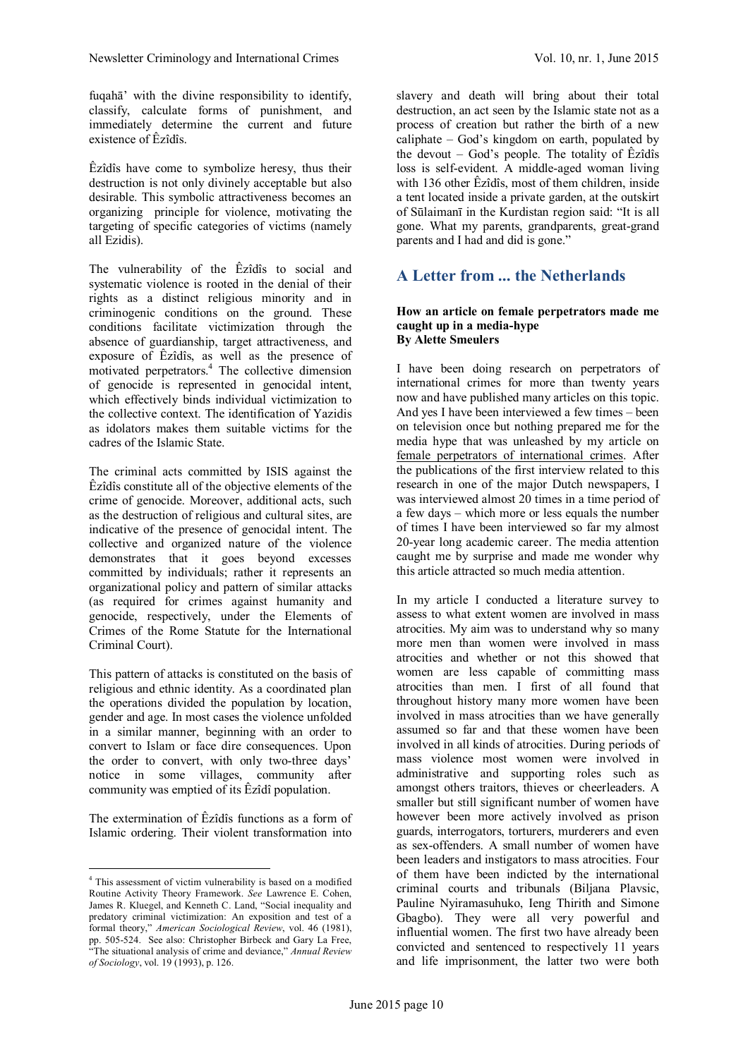fuqahā' with the divine responsibility to identify, classify, calculate forms of punishment, and immediately determine the current and future existence of Êzîdîs.

Êzîdîs have come to symbolize heresy, thus their destruction is not only divinely acceptable but also desirable. This symbolic attractiveness becomes an organizing principle for violence, motivating the targeting of specific categories of victims (namely all Ezidis).

The vulnerability of the Êzîdîs to social and systematic violence is rooted in the denial of their rights as a distinct religious minority and in criminogenic conditions on the ground. These conditions facilitate victimization through the absence of guardianship, target attractiveness, and exposure of Êzîdîs, as well as the presence of motivated perpetrators.[4] The collective dimension of genocide is represented in genocidal intent, which effectively binds individual victimization to the collective context. The identification of Yazidis as idolators makes them suitable victims for the cadres of the Islamic State.

The criminal acts committed by ISIS against the Êzîdîs constitute all of the objective elements of the crime of genocide. Moreover, additional acts, such as the destruction of religious and cultural sites, are indicative of the presence of genocidal intent. The collective and organized nature of the violence demonstrates that it goes beyond excesses committed by individuals; rather it represents an organizational policy and pattern of similar attacks (as required for crimes against humanity and genocide, respectively, under the Elements of Crimes of the Rome Statute for the International Criminal Court).

This pattern of attacks is constituted on the basis of religious and ethnic identity. As a coordinated plan the operations divided the population by location, gender and age. In most cases the violence unfolded in a similar manner, beginning with an order to convert to Islam or face dire consequences. Upon the order to convert, with only two-three days' notice in some villages, community after community was emptied of its Êzîdî population.

The extermination of Êzîdîs functions as a form of Islamic ordering. Their violent transformation into slavery and death will bring about their total destruction, an act seen by the Islamic state not as a process of creation but rather the birth of a new caliphate – God's kingdom on earth, populated by the devout – God's people. The totality of Êzîdîs loss is self-evident. A middle-aged woman living with 136 other Êzîdîs, most of them children, inside a tent located inside a private garden, at the outskirt of Sūlaimanī in the Kurdistan region said: "It is all gone. What my parents, grandparents, great-grand parents and I had and did is gone."

[4] This assessment of victim vulnerability is based on a modified Routine Activity Theory Framework. *See* Lawrence E. Cohen, James R. Kluegel, and Kenneth C. Land, "Social inequality and predatory criminal victimization: An exposition and test of a formal theory," *American Sociological Review*, vol. 46 (1981), pp. 505-524. See also: Christopher Birbeck and Gary La Free, "The situational analysis of crime and deviance," *Annual Review of Sociology*, vol. 19 (1993), p. 126.

## A Letter from ... the Netherlands

**How an article on female perpetrators made me caught up in a media-hype**
**By Alette Smeulers**

I have been doing research on perpetrators of international crimes for more than twenty years now and have published many articles on this topic. And yes I have been interviewed a few times – been on television once but nothing prepared me for the media hype that was unleashed by my article on female perpetrators of international crimes. After the publications of the first interview related to this research in one of the major Dutch newspapers, I was interviewed almost 20 times in a time period of a few days – which more or less equals the number of times I have been interviewed so far my almost 20-year long academic career. The media attention caught me by surprise and made me wonder why this article attracted so much media attention.

In my article I conducted a literature survey to assess to what extent women are involved in mass atrocities. My aim was to understand why so many more men than women were involved in mass atrocities and whether or not this showed that women are less capable of committing mass atrocities than men. I first of all found that throughout history many more women have been involved in mass atrocities than we have generally assumed so far and that these women have been involved in all kinds of atrocities. During periods of mass violence most women were involved in administrative and supporting roles such as amongst others traitors, thieves or cheerleaders. A smaller but still significant number of women have however been more actively involved as prison guards, interrogators, torturers, murderers and even as sex-offenders. A small number of women have been leaders and instigators to mass atrocities. Four of them have been indicted by the international criminal courts and tribunals (Biljana Plavsic, Pauline Nyiramasuhuko, Ieng Thirith and Simone Gbagbo). They were all very powerful and influential women. The first two have already been convicted and sentenced to respectively 11 years and life imprisonment, the latter two were both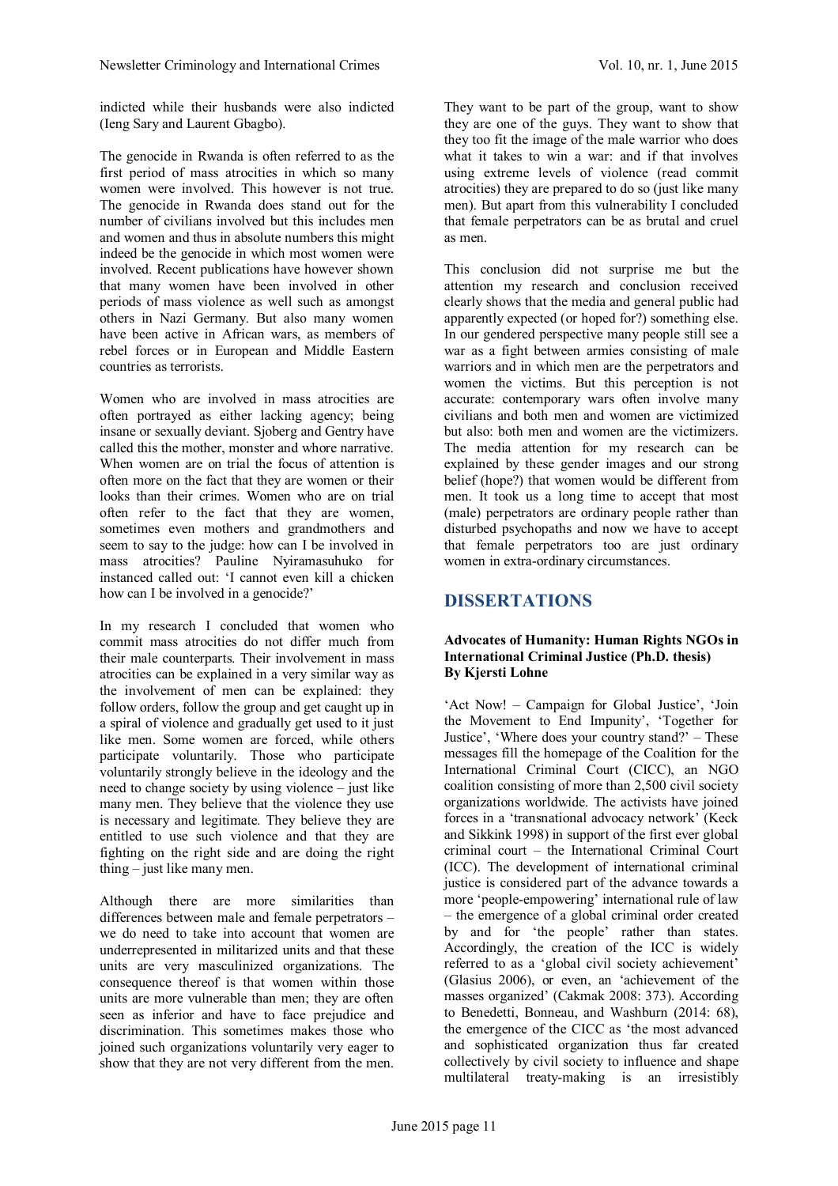indicted while their husbands were also indicted (Ieng Sary and Laurent Gbagbo).

The genocide in Rwanda is often referred to as the first period of mass atrocities in which so many women were involved. This however is not true. The genocide in Rwanda does stand out for the number of civilians involved but this includes men and women and thus in absolute numbers this might indeed be the genocide in which most women were involved. Recent publications have however shown that many women have been involved in other periods of mass violence as well such as amongst others in Nazi Germany. But also many women have been active in African wars, as members of rebel forces or in European and Middle Eastern countries as terrorists.

Women who are involved in mass atrocities are often portrayed as either lacking agency; being insane or sexually deviant. Sjoberg and Gentry have called this the mother, monster and whore narrative. When women are on trial the focus of attention is often more on the fact that they are women or their looks than their crimes. Women who are on trial often refer to the fact that they are women, sometimes even mothers and grandmothers and seem to say to the judge: how can I be involved in mass atrocities? Pauline Nyiramasuhuko for instanced called out: 'I cannot even kill a chicken how can I be involved in a genocide?'

In my research I concluded that women who commit mass atrocities do not differ much from their male counterparts. Their involvement in mass atrocities can be explained in a very similar way as the involvement of men can be explained: they follow orders, follow the group and get caught up in a spiral of violence and gradually get used to it just like men. Some women are forced, while others participate voluntarily. Those who participate voluntarily strongly believe in the ideology and the need to change society by using violence – just like many men. They believe that the violence they use is necessary and legitimate. They believe they are entitled to use such violence and that they are fighting on the right side and are doing the right thing – just like many men.

Although there are more similarities than differences between male and female perpetrators – we do need to take into account that women are underrepresented in militarized units and that these units are very masculinized organizations. The consequence thereof is that women within those units are more vulnerable than men; they are often seen as inferior and have to face prejudice and discrimination. This sometimes makes those who joined such organizations voluntarily very eager to show that they are not very different from the men. They want to be part of the group, want to show they are one of the guys. They want to show that they too fit the image of the male warrior who does what it takes to win a war: and if that involves using extreme levels of violence (read commit atrocities) they are prepared to do so (just like many men). But apart from this vulnerability I concluded that female perpetrators can be as brutal and cruel as men.

This conclusion did not surprise me but the attention my research and conclusion received clearly shows that the media and general public had apparently expected (or hoped for?) something else. In our gendered perspective many people still see a war as a fight between armies consisting of male warriors and in which men are the perpetrators and women the victims. But this perception is not accurate: contemporary wars often involve many civilians and both men and women are victimized but also: both men and women are the victimizers. The media attention for my research can be explained by these gender images and our strong belief (hope?) that women would be different from men. It took us a long time to accept that most (male) perpetrators are ordinary people rather than disturbed psychopaths and now we have to accept that female perpetrators too are just ordinary women in extra-ordinary circumstances.

## DISSERTATIONS

### Advocates of Humanity: Human Rights NGOs in International Criminal Justice (Ph.D. thesis)
**By Kjersti Lohne**

'Act Now! – Campaign for Global Justice', 'Join the Movement to End Impunity', 'Together for Justice', 'Where does your country stand?' – These messages fill the homepage of the Coalition for the International Criminal Court (CICC), an NGO coalition consisting of more than 2,500 civil society organizations worldwide. The activists have joined forces in a 'transnational advocacy network' (Keck and Sikkink 1998) in support of the first ever global criminal court – the International Criminal Court (ICC). The development of international criminal justice is considered part of the advance towards a more 'people-empowering' international rule of law – the emergence of a global criminal order created by and for 'the people' rather than states. Accordingly, the creation of the ICC is widely referred to as a 'global civil society achievement' (Glasius 2006), or even, an 'achievement of the masses organized' (Cakmak 2008: 373). According to Benedetti, Bonneau, and Washburn (2014: 68), the emergence of the CICC as 'the most advanced and sophisticated organization thus far created collectively by civil society to influence and shape multilateral treaty-making is an irresistibly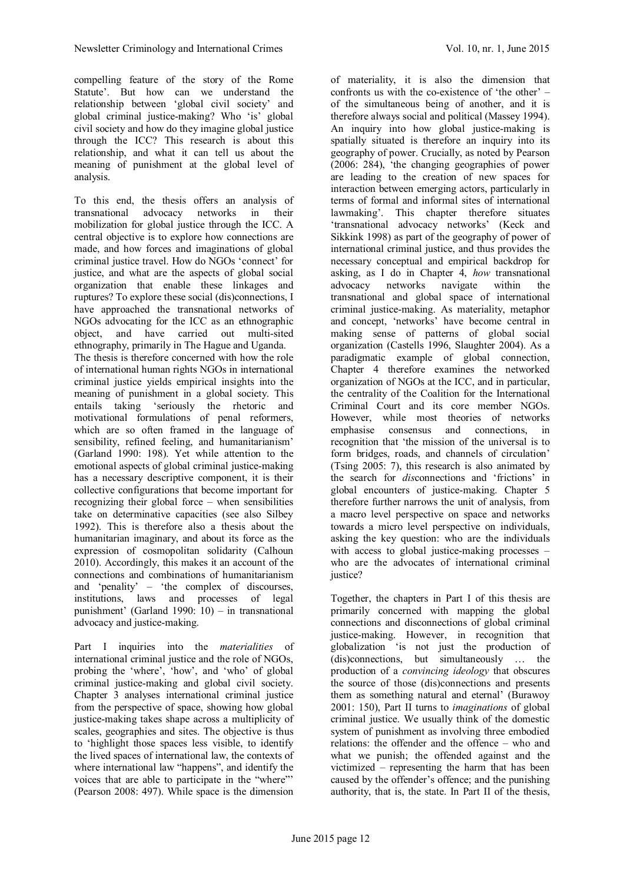compelling feature of the story of the Rome Statute'. But how can we understand the relationship between 'global civil society' and global criminal justice-making? Who 'is' global civil society and how do they imagine global justice through the ICC? This research is about this relationship, and what it can tell us about the meaning of punishment at the global level of analysis.

To this end, the thesis offers an analysis of transnational advocacy networks in their mobilization for global justice through the ICC. A central objective is to explore how connections are made, and how forces and imaginations of global criminal justice travel. How do NGOs 'connect' for justice, and what are the aspects of global social organization that enable these linkages and ruptures? To explore these social (dis)connections, I have approached the transnational networks of NGOs advocating for the ICC as an ethnographic object, and have carried out multi-sited ethnography, primarily in The Hague and Uganda.
The thesis is therefore concerned with how the role of international human rights NGOs in international criminal justice yields empirical insights into the meaning of punishment in a global society. This entails taking 'seriously the rhetoric and motivational formulations of penal reformers, which are so often framed in the language of sensibility, refined feeling, and humanitarianism' (Garland 1990: 198). Yet while attention to the emotional aspects of global criminal justice-making has a necessary descriptive component, it is their collective configurations that become important for recognizing their global force – when sensibilities take on determinative capacities (see also Silbey 1992). This is therefore also a thesis about the humanitarian imaginary, and about its force as the expression of cosmopolitan solidarity (Calhoun 2010). Accordingly, this makes it an account of the connections and combinations of humanitarianism and 'penality' – 'the complex of discourses, institutions, laws and processes of legal punishment' (Garland 1990: 10) – in transnational advocacy and justice-making.

Part I inquiries into the *materialities* of international criminal justice and the role of NGOs, probing the 'where', 'how', and 'who' of global criminal justice-making and global civil society. Chapter 3 analyses international criminal justice from the perspective of space, showing how global justice-making takes shape across a multiplicity of scales, geographies and sites. The objective is thus to 'highlight those spaces less visible, to identify the lived spaces of international law, the contexts of where international law "happens", and identify the voices that are able to participate in the "where"' (Pearson 2008: 497). While space is the dimension of materiality, it is also the dimension that confronts us with the co-existence of 'the other' – of the simultaneous being of another, and it is therefore always social and political (Massey 1994). An inquiry into how global justice-making is spatially situated is therefore an inquiry into its geography of power. Crucially, as noted by Pearson (2006: 284), 'the changing geographies of power are leading to the creation of new spaces for interaction between emerging actors, particularly in terms of formal and informal sites of international lawmaking'. This chapter therefore situates 'transnational advocacy networks' (Keck and Sikkink 1998) as part of the geography of power of international criminal justice, and thus provides the necessary conceptual and empirical backdrop for asking, as I do in Chapter 4, *how* transnational advocacy networks navigate within the transnational and global space of international criminal justice-making. As materiality, metaphor and concept, 'networks' have become central in making sense of patterns of global social organization (Castells 1996, Slaughter 2004). As a paradigmatic example of global connection, Chapter 4 therefore examines the networked organization of NGOs at the ICC, and in particular, the centrality of the Coalition for the International Criminal Court and its core member NGOs. However, while most theories of networks emphasise consensus and connections, in recognition that 'the mission of the universal is to form bridges, roads, and channels of circulation' (Tsing 2005: 7), this research is also animated by the search for *dis*connections and 'frictions' in global encounters of justice-making. Chapter 5 therefore further narrows the unit of analysis, from a macro level perspective on space and networks towards a micro level perspective on individuals, asking the key question: who are the individuals with access to global justice-making processes – who are the advocates of international criminal justice?

Together, the chapters in Part I of this thesis are primarily concerned with mapping the global connections and disconnections of global criminal justice-making. However, in recognition that globalization 'is not just the production of (dis)connections, but simultaneously … the production of a *convincing ideology* that obscures the source of those (dis)connections and presents them as something natural and eternal' (Burawoy 2001: 150), Part II turns to *imaginations* of global criminal justice. We usually think of the domestic system of punishment as involving three embodied relations: the offender and the offence – who and what we punish; the offended against and the victimized – representing the harm that has been caused by the offender's offence; and the punishing authority, that is, the state. In Part II of the thesis,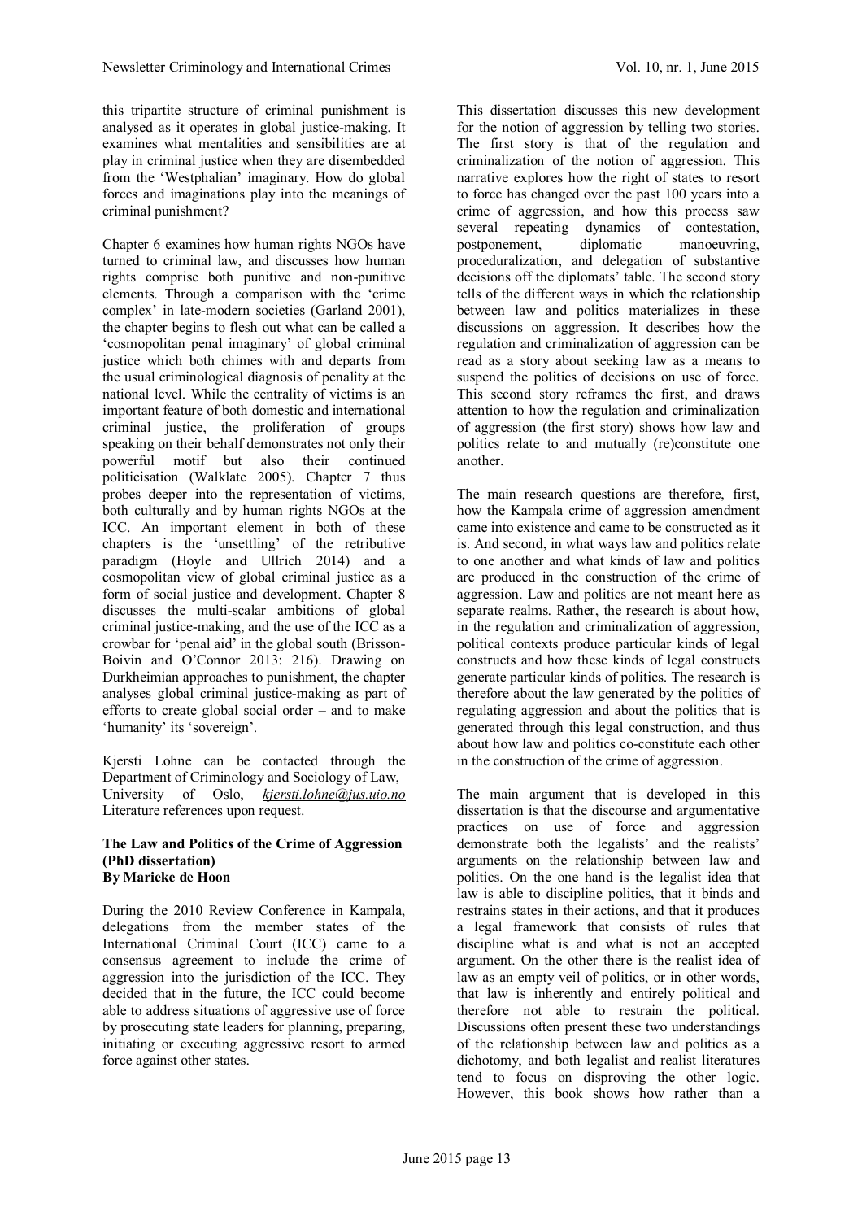this tripartite structure of criminal punishment is analysed as it operates in global justice-making. It examines what mentalities and sensibilities are at play in criminal justice when they are disembedded from the 'Westphalian' imaginary. How do global forces and imaginations play into the meanings of criminal punishment?

Chapter 6 examines how human rights NGOs have turned to criminal law, and discusses how human rights comprise both punitive and non-punitive elements. Through a comparison with the 'crime complex' in late-modern societies (Garland 2001), the chapter begins to flesh out what can be called a 'cosmopolitan penal imaginary' of global criminal justice which both chimes with and departs from the usual criminological diagnosis of penality at the national level. While the centrality of victims is an important feature of both domestic and international criminal justice, the proliferation of groups speaking on their behalf demonstrates not only their powerful motif but also their continued politicisation (Walklate 2005). Chapter 7 thus probes deeper into the representation of victims, both culturally and by human rights NGOs at the ICC. An important element in both of these chapters is the 'unsettling' of the retributive paradigm (Hoyle and Ullrich 2014) and a cosmopolitan view of global criminal justice as a form of social justice and development. Chapter 8 discusses the multi-scalar ambitions of global criminal justice-making, and the use of the ICC as a crowbar for 'penal aid' in the global south (Brisson-Boivin and O'Connor 2013: 216). Drawing on Durkheimian approaches to punishment, the chapter analyses global criminal justice-making as part of efforts to create global social order – and to make 'humanity' its 'sovereign'.

Kjersti Lohne can be contacted through the Department of Criminology and Sociology of Law, University of Oslo, *kjersti.lohne@jus.uio.no* Literature references upon request.

**The Law and Politics of the Crime of Aggression (PhD dissertation)**
**By Marieke de Hoon**

During the 2010 Review Conference in Kampala, delegations from the member states of the International Criminal Court (ICC) came to a consensus agreement to include the crime of aggression into the jurisdiction of the ICC. They decided that in the future, the ICC could become able to address situations of aggressive use of force by prosecuting state leaders for planning, preparing, initiating or executing aggressive resort to armed force against other states.

This dissertation discusses this new development for the notion of aggression by telling two stories. The first story is that of the regulation and criminalization of the notion of aggression. This narrative explores how the right of states to resort to force has changed over the past 100 years into a crime of aggression, and how this process saw several repeating dynamics of contestation, postponement, diplomatic manoeuvring, proceduralization, and delegation of substantive decisions off the diplomats' table. The second story tells of the different ways in which the relationship between law and politics materializes in these discussions on aggression. It describes how the regulation and criminalization of aggression can be read as a story about seeking law as a means to suspend the politics of decisions on use of force. This second story reframes the first, and draws attention to how the regulation and criminalization of aggression (the first story) shows how law and politics relate to and mutually (re)constitute one another.

The main research questions are therefore, first, how the Kampala crime of aggression amendment came into existence and came to be constructed as it is. And second, in what ways law and politics relate to one another and what kinds of law and politics are produced in the construction of the crime of aggression. Law and politics are not meant here as separate realms. Rather, the research is about how, in the regulation and criminalization of aggression, political contexts produce particular kinds of legal constructs and how these kinds of legal constructs generate particular kinds of politics. The research is therefore about the law generated by the politics of regulating aggression and about the politics that is generated through this legal construction, and thus about how law and politics co-constitute each other in the construction of the crime of aggression.

The main argument that is developed in this dissertation is that the discourse and argumentative practices on use of force and aggression demonstrate both the legalists' and the realists' arguments on the relationship between law and politics. On the one hand is the legalist idea that law is able to discipline politics, that it binds and restrains states in their actions, and that it produces a legal framework that consists of rules that discipline what is and what is not an accepted argument. On the other there is the realist idea of law as an empty veil of politics, or in other words, that law is inherently and entirely political and therefore not able to restrain the political. Discussions often present these two understandings of the relationship between law and politics as a dichotomy, and both legalist and realist literatures tend to focus on disproving the other logic. However, this book shows how rather than a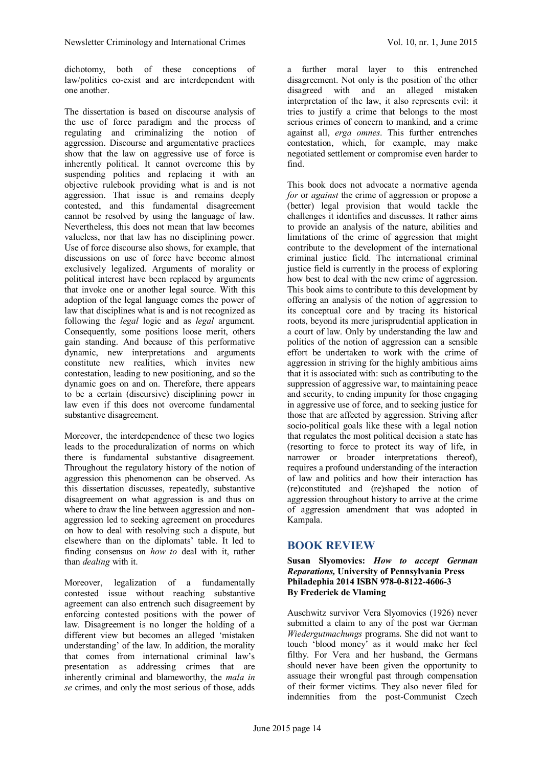dichotomy, both of these conceptions of law/politics co-exist and are interdependent with one another.

The dissertation is based on discourse analysis of the use of force paradigm and the process of regulating and criminalizing the notion of aggression. Discourse and argumentative practices show that the law on aggressive use of force is inherently political. It cannot overcome this by suspending politics and replacing it with an objective rulebook providing what is and is not aggression. That issue is and remains deeply contested, and this fundamental disagreement cannot be resolved by using the language of law. Nevertheless, this does not mean that law becomes valueless, nor that law has no disciplining power. Use of force discourse also shows, for example, that discussions on use of force have become almost exclusively legalized. Arguments of morality or political interest have been replaced by arguments that invoke one or another legal source. With this adoption of the legal language comes the power of law that disciplines what is and is not recognized as following the *legal* logic and as *legal* argument. Consequently, some positions loose merit, others gain standing. And because of this performative dynamic, new interpretations and arguments constitute new realities, which invites new contestation, leading to new positioning, and so the dynamic goes on and on. Therefore, there appears to be a certain (discursive) disciplining power in law even if this does not overcome fundamental substantive disagreement.

Moreover, the interdependence of these two logics leads to the proceduralization of norms on which there is fundamental substantive disagreement. Throughout the regulatory history of the notion of aggression this phenomenon can be observed. As this dissertation discusses, repeatedly, substantive disagreement on what aggression is and thus on where to draw the line between aggression and non-aggression led to seeking agreement on procedures on how to deal with resolving such a dispute, but elsewhere than on the diplomats' table. It led to finding consensus on *how to* deal with it, rather than *dealing* with it.

Moreover, legalization of a fundamentally contested issue without reaching substantive agreement can also entrench such disagreement by enforcing contested positions with the power of law. Disagreement is no longer the holding of a different view but becomes an alleged 'mistaken understanding' of the law. In addition, the morality that comes from international criminal law's presentation as addressing crimes that are inherently criminal and blameworthy, the *mala in se* crimes, and only the most serious of those, adds a further moral layer to this entrenched disagreement. Not only is the position of the other disagreed with and an alleged mistaken interpretation of the law, it also represents evil: it tries to justify a crime that belongs to the most serious crimes of concern to mankind, and a crime against all, *erga omnes*. This further entrenches contestation, which, for example, may make negotiated settlement or compromise even harder to find.

This book does not advocate a normative agenda *for* or *against* the crime of aggression or propose a (better) legal provision that would tackle the challenges it identifies and discusses. It rather aims to provide an analysis of the nature, abilities and limitations of the crime of aggression that might contribute to the development of the international criminal justice field. The international criminal justice field is currently in the process of exploring how best to deal with the new crime of aggression. This book aims to contribute to this development by offering an analysis of the notion of aggression to its conceptual core and by tracing its historical roots, beyond its mere jurisprudential application in a court of law. Only by understanding the law and politics of the notion of aggression can a sensible effort be undertaken to work with the crime of aggression in striving for the highly ambitious aims that it is associated with: such as contributing to the suppression of aggressive war, to maintaining peace and security, to ending impunity for those engaging in aggressive use of force, and to seeking justice for those that are affected by aggression. Striving after socio-political goals like these with a legal notion that regulates the most political decision a state has (resorting to force to protect its way of life, in narrower or broader interpretations thereof), requires a profound understanding of the interaction of law and politics and how their interaction has (re)constituted and (re)shaped the notion of aggression throughout history to arrive at the crime of aggression amendment that was adopted in Kampala.

## BOOK REVIEW

**Susan Slyomovics: *How to accept German Reparations,* University of Pennsylvania Press Philadephia 2014 ISBN 978-0-8122-4606-3**
**By Frederiek de Vlaming**

Auschwitz survivor Vera Slyomovics (1926) never submitted a claim to any of the post war German *Wiedergutmachungs* programs. She did not want to touch 'blood money' as it would make her feel filthy. For Vera and her husband, the Germans should never have been given the opportunity to assuage their wrongful past through compensation of their former victims. They also never filed for indemnities from the post-Communist Czech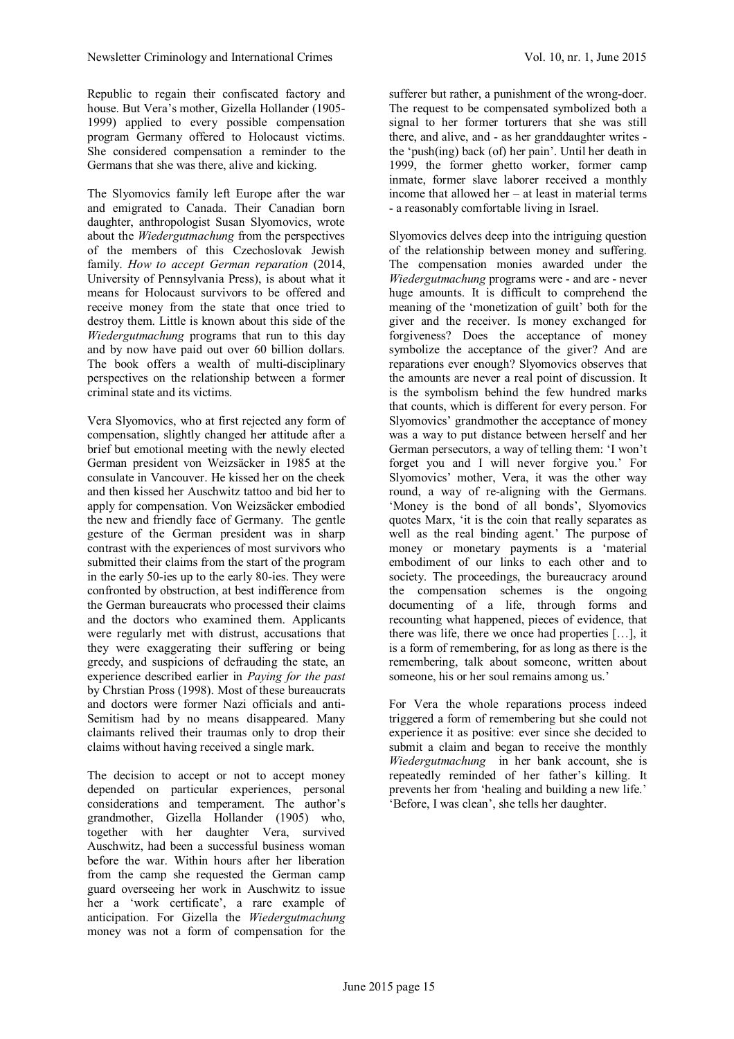Republic to regain their confiscated factory and house. But Vera's mother, Gizella Hollander (1905-1999) applied to every possible compensation program Germany offered to Holocaust victims. She considered compensation a reminder to the Germans that she was there, alive and kicking.

The Slyomovics family left Europe after the war and emigrated to Canada. Their Canadian born daughter, anthropologist Susan Slyomovics, wrote about the *Wiedergutmachung* from the perspectives of the members of this Czechoslovak Jewish family. *How to accept German reparation* (2014, University of Pennsylvania Press), is about what it means for Holocaust survivors to be offered and receive money from the state that once tried to destroy them. Little is known about this side of the *Wiedergutmachung* programs that run to this day and by now have paid out over 60 billion dollars. The book offers a wealth of multi-disciplinary perspectives on the relationship between a former criminal state and its victims.

Vera Slyomovics, who at first rejected any form of compensation, slightly changed her attitude after a brief but emotional meeting with the newly elected German president von Weizsäcker in 1985 at the consulate in Vancouver. He kissed her on the cheek and then kissed her Auschwitz tattoo and bid her to apply for compensation. Von Weizsäcker embodied the new and friendly face of Germany. The gentle gesture of the German president was in sharp contrast with the experiences of most survivors who submitted their claims from the start of the program in the early 50-ies up to the early 80-ies. They were confronted by obstruction, at best indifference from the German bureaucrats who processed their claims and the doctors who examined them. Applicants were regularly met with distrust, accusations that they were exaggerating their suffering or being greedy, and suspicions of defrauding the state, an experience described earlier in *Paying for the past* by Chrstian Pross (1998). Most of these bureaucrats and doctors were former Nazi officials and anti-Semitism had by no means disappeared. Many claimants relived their traumas only to drop their claims without having received a single mark.

The decision to accept or not to accept money depended on particular experiences, personal considerations and temperament. The author's grandmother, Gizella Hollander (1905) who, together with her daughter Vera, survived Auschwitz, had been a successful business woman before the war. Within hours after her liberation from the camp she requested the German camp guard overseeing her work in Auschwitz to issue her a 'work certificate', a rare example of anticipation. For Gizella the *Wiedergutmachung* money was not a form of compensation for the sufferer but rather, a punishment of the wrong-doer. The request to be compensated symbolized both a signal to her former torturers that she was still there, and alive, and - as her granddaughter writes - the 'push(ing) back (of) her pain'. Until her death in 1999, the former ghetto worker, former camp inmate, former slave laborer received a monthly income that allowed her – at least in material terms - a reasonably comfortable living in Israel.

Slyomovics delves deep into the intriguing question of the relationship between money and suffering. The compensation monies awarded under the *Wiedergutmachung* programs were - and are - never huge amounts. It is difficult to comprehend the meaning of the 'monetization of guilt' both for the giver and the receiver. Is money exchanged for forgiveness? Does the acceptance of money symbolize the acceptance of the giver? And are reparations ever enough? Slyomovics observes that the amounts are never a real point of discussion. It is the symbolism behind the few hundred marks that counts, which is different for every person. For Slyomovics' grandmother the acceptance of money was a way to put distance between herself and her German persecutors, a way of telling them: 'I won't forget you and I will never forgive you.' For Slyomovics' mother, Vera, it was the other way round, a way of re-aligning with the Germans. 'Money is the bond of all bonds', Slyomovics quotes Marx, 'it is the coin that really separates as well as the real binding agent.' The purpose of money or monetary payments is a 'material embodiment of our links to each other and to society. The proceedings, the bureaucracy around the compensation schemes is the ongoing documenting of a life, through forms and recounting what happened, pieces of evidence, that there was life, there we once had properties […], it is a form of remembering, for as long as there is the remembering, talk about someone, written about someone, his or her soul remains among us.'

For Vera the whole reparations process indeed triggered a form of remembering but she could not experience it as positive: ever since she decided to submit a claim and began to receive the monthly *Wiedergutmachung* in her bank account, she is repeatedly reminded of her father's killing. It prevents her from 'healing and building a new life.' 'Before, I was clean', she tells her daughter.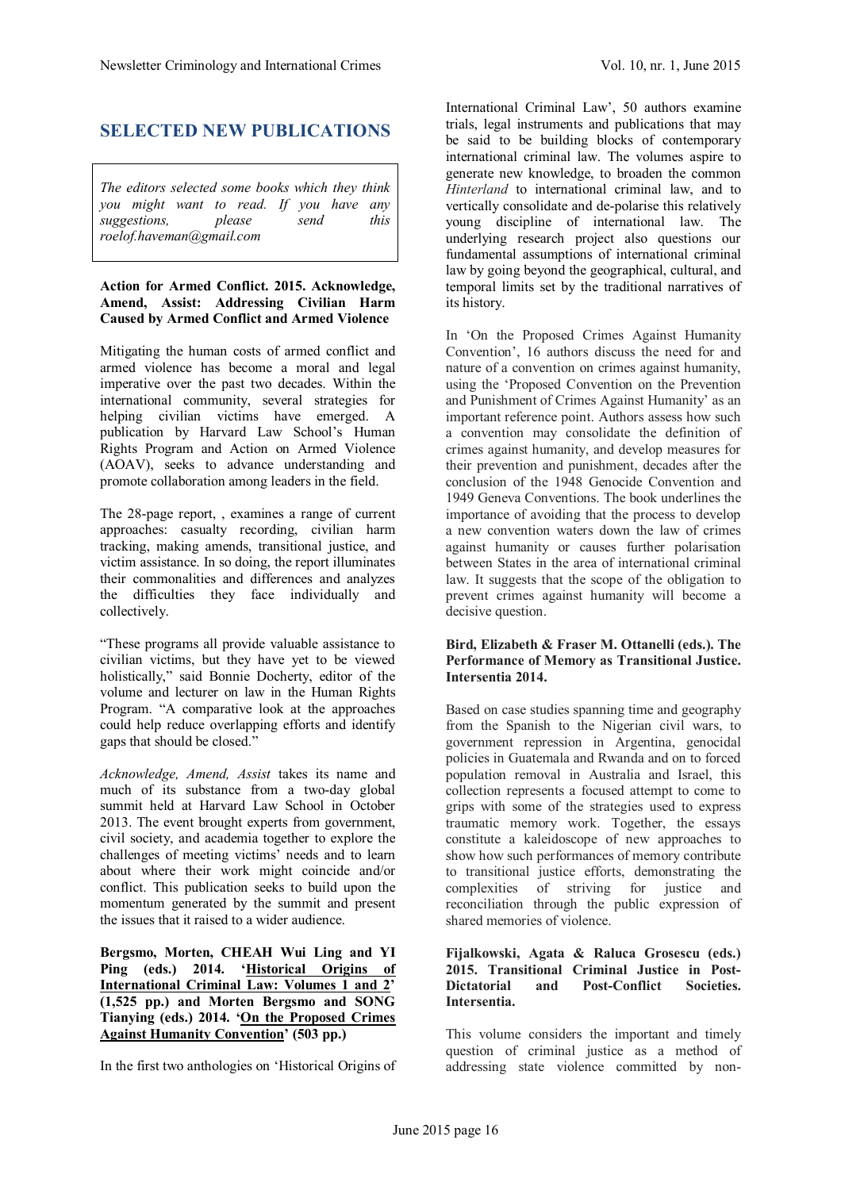## SELECTED NEW PUBLICATIONS

*The editors selected some books which they think you might want to read. If you have any suggestions, please send this roelof.haveman@gmail.com*

**Action for Armed Conflict. 2015. Acknowledge, Amend, Assist: Addressing Civilian Harm Caused by Armed Conflict and Armed Violence**

Mitigating the human costs of armed conflict and armed violence has become a moral and legal imperative over the past two decades. Within the international community, several strategies for helping civilian victims have emerged. A publication by Harvard Law School's Human Rights Program and Action on Armed Violence (AOAV), seeks to advance understanding and promote collaboration among leaders in the field.

The 28-page report, , examines a range of current approaches: casualty recording, civilian harm tracking, making amends, transitional justice, and victim assistance. In so doing, the report illuminates their commonalities and differences and analyzes the difficulties they face individually and collectively.

"These programs all provide valuable assistance to civilian victims, but they have yet to be viewed holistically," said Bonnie Docherty, editor of the volume and lecturer on law in the Human Rights Program. "A comparative look at the approaches could help reduce overlapping efforts and identify gaps that should be closed."

*Acknowledge, Amend, Assist* takes its name and much of its substance from a two-day global summit held at Harvard Law School in October 2013. The event brought experts from government, civil society, and academia together to explore the challenges of meeting victims' needs and to learn about where their work might coincide and/or conflict. This publication seeks to build upon the momentum generated by the summit and present the issues that it raised to a wider audience.

**Bergsmo, Morten, CHEAH Wui Ling and YI Ping (eds.) 2014. 'Historical Origins of International Criminal Law: Volumes 1 and 2' (1,525 pp.) and Morten Bergsmo and SONG Tianying (eds.) 2014. 'On the Proposed Crimes Against Humanity Convention' (503 pp.)**

In the first two anthologies on 'Historical Origins of International Criminal Law', 50 authors examine trials, legal instruments and publications that may be said to be building blocks of contemporary international criminal law. The volumes aspire to generate new knowledge, to broaden the common *Hinterland* to international criminal law, and to vertically consolidate and de-polarise this relatively young discipline of international law. The underlying research project also questions our fundamental assumptions of international criminal law by going beyond the geographical, cultural, and temporal limits set by the traditional narratives of its history.

In 'On the Proposed Crimes Against Humanity Convention', 16 authors discuss the need for and nature of a convention on crimes against humanity, using the 'Proposed Convention on the Prevention and Punishment of Crimes Against Humanity' as an important reference point. Authors assess how such a convention may consolidate the definition of crimes against humanity, and develop measures for their prevention and punishment, decades after the conclusion of the 1948 Genocide Convention and 1949 Geneva Conventions. The book underlines the importance of avoiding that the process to develop a new convention waters down the law of crimes against humanity or causes further polarisation between States in the area of international criminal law. It suggests that the scope of the obligation to prevent crimes against humanity will become a decisive question.

**Bird, Elizabeth & Fraser M. Ottanelli (eds.). The Performance of Memory as Transitional Justice. Intersentia 2014.**

Based on case studies spanning time and geography from the Spanish to the Nigerian civil wars, to government repression in Argentina, genocidal policies in Guatemala and Rwanda and on to forced population removal in Australia and Israel, this collection represents a focused attempt to come to grips with some of the strategies used to express traumatic memory work. Together, the essays constitute a kaleidoscope of new approaches to show how such performances of memory contribute to transitional justice efforts, demonstrating the complexities of striving for justice and reconciliation through the public expression of shared memories of violence.

**Fijalkowski, Agata & Raluca Grosescu (eds.) 2015. Transitional Criminal Justice in Post-Dictatorial and Post-Conflict Societies. Intersentia.**

This volume considers the important and timely question of criminal justice as a method of addressing state violence committed by non-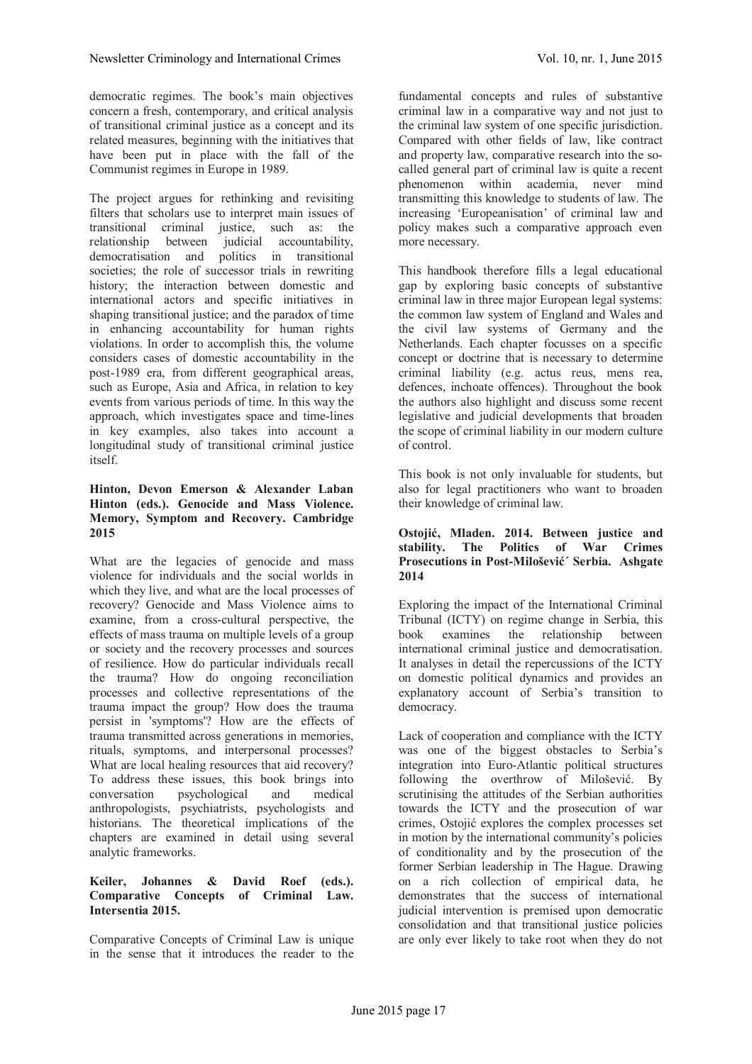democratic regimes. The book's main objectives concern a fresh, contemporary, and critical analysis of transitional criminal justice as a concept and its related measures, beginning with the initiatives that have been put in place with the fall of the Communist regimes in Europe in 1989.

The project argues for rethinking and revisiting filters that scholars use to interpret main issues of transitional criminal justice, such as: the relationship between judicial accountability, democratisation and politics in transitional societies; the role of successor trials in rewriting history; the interaction between domestic and international actors and specific initiatives in shaping transitional justice; and the paradox of time in enhancing accountability for human rights violations. In order to accomplish this, the volume considers cases of domestic accountability in the post-1989 era, from different geographical areas, such as Europe, Asia and Africa, in relation to key events from various periods of time. In this way the approach, which investigates space and time-lines in key examples, also takes into account a longitudinal study of transitional criminal justice itself.

**Hinton, Devon Emerson & Alexander Laban Hinton (eds.). Genocide and Mass Violence. Memory, Symptom and Recovery. Cambridge 2015**

What are the legacies of genocide and mass violence for individuals and the social worlds in which they live, and what are the local processes of recovery? Genocide and Mass Violence aims to examine, from a cross-cultural perspective, the effects of mass trauma on multiple levels of a group or society and the recovery processes and sources of resilience. How do particular individuals recall the trauma? How do ongoing reconciliation processes and collective representations of the trauma impact the group? How does the trauma persist in 'symptoms'? How are the effects of trauma transmitted across generations in memories, rituals, symptoms, and interpersonal processes? What are local healing resources that aid recovery? To address these issues, this book brings into conversation psychological and medical anthropologists, psychiatrists, psychologists and historians. The theoretical implications of the chapters are examined in detail using several analytic frameworks.

**Keiler, Johannes & David Roef (eds.). Comparative Concepts of Criminal Law. Intersentia 2015.**

Comparative Concepts of Criminal Law is unique in the sense that it introduces the reader to the fundamental concepts and rules of substantive criminal law in a comparative way and not just to the criminal law system of one specific jurisdiction. Compared with other fields of law, like contract and property law, comparative research into the so-called general part of criminal law is quite a recent phenomenon within academia, never mind transmitting this knowledge to students of law. The increasing 'Europeanisation' of criminal law and policy makes such a comparative approach even more necessary.

This handbook therefore fills a legal educational gap by exploring basic concepts of substantive criminal law in three major European legal systems: the common law system of England and Wales and the civil law systems of Germany and the Netherlands. Each chapter focusses on a specific concept or doctrine that is necessary to determine criminal liability (e.g. actus reus, mens rea, defences, inchoate offences). Throughout the book the authors also highlight and discuss some recent legislative and judicial developments that broaden the scope of criminal liability in our modern culture of control.

This book is not only invaluable for students, but also for legal practitioners who want to broaden their knowledge of criminal law.

**Ostojić, Mladen. 2014. Between justice and stability. The Politics of War Crimes Prosecutions in Post-Milošević´ Serbia. Ashgate 2014**

Exploring the impact of the International Criminal Tribunal (ICTY) on regime change in Serbia, this book examines the relationship between international criminal justice and democratisation. It analyses in detail the repercussions of the ICTY on domestic political dynamics and provides an explanatory account of Serbia's transition to democracy.

Lack of cooperation and compliance with the ICTY was one of the biggest obstacles to Serbia's integration into Euro-Atlantic political structures following the overthrow of Milošević. By scrutinising the attitudes of the Serbian authorities towards the ICTY and the prosecution of war crimes, Ostojić explores the complex processes set in motion by the international community's policies of conditionality and by the prosecution of the former Serbian leadership in The Hague. Drawing on a rich collection of empirical data, he demonstrates that the success of international judicial intervention is premised upon democratic consolidation and that transitional justice policies are only ever likely to take root when they do not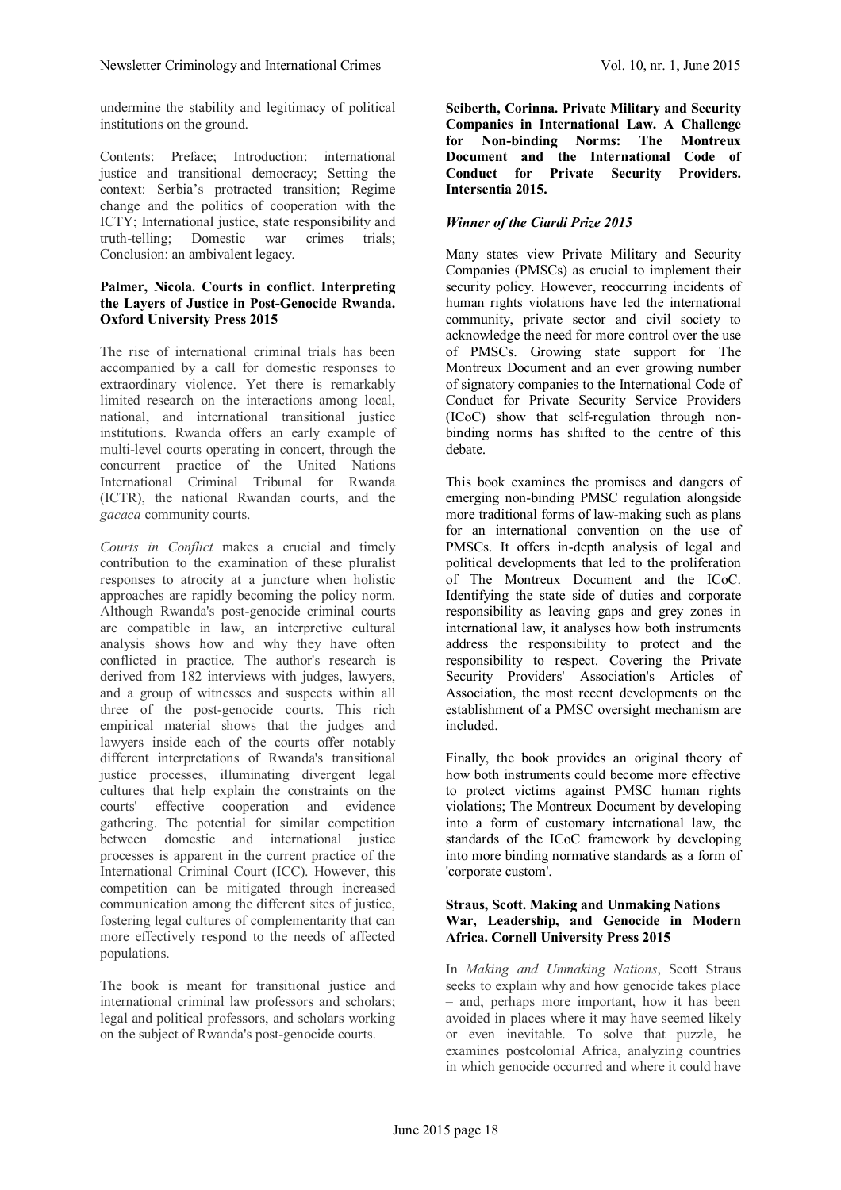undermine the stability and legitimacy of political institutions on the ground.

Contents: Preface; Introduction: international justice and transitional democracy; Setting the context: Serbia's protracted transition; Regime change and the politics of cooperation with the ICTY; International justice, state responsibility and truth-telling; Domestic war crimes trials; Conclusion: an ambivalent legacy.

**Palmer, Nicola. Courts in conflict. Interpreting the Layers of Justice in Post-Genocide Rwanda. Oxford University Press 2015**

The rise of international criminal trials has been accompanied by a call for domestic responses to extraordinary violence. Yet there is remarkably limited research on the interactions among local, national, and international transitional justice institutions. Rwanda offers an early example of multi-level courts operating in concert, through the concurrent practice of the United Nations International Criminal Tribunal for Rwanda (ICTR), the national Rwandan courts, and the *gacaca* community courts.

*Courts in Conflict* makes a crucial and timely contribution to the examination of these pluralist responses to atrocity at a juncture when holistic approaches are rapidly becoming the policy norm. Although Rwanda's post-genocide criminal courts are compatible in law, an interpretive cultural analysis shows how and why they have often conflicted in practice. The author's research is derived from 182 interviews with judges, lawyers, and a group of witnesses and suspects within all three of the post-genocide courts. This rich empirical material shows that the judges and lawyers inside each of the courts offer notably different interpretations of Rwanda's transitional justice processes, illuminating divergent legal cultures that help explain the constraints on the courts' effective cooperation and evidence gathering. The potential for similar competition between domestic and international justice processes is apparent in the current practice of the International Criminal Court (ICC). However, this competition can be mitigated through increased communication among the different sites of justice, fostering legal cultures of complementarity that can more effectively respond to the needs of affected populations.

The book is meant for transitional justice and international criminal law professors and scholars; legal and political professors, and scholars working on the subject of Rwanda's post-genocide courts.

**Seiberth, Corinna. Private Military and Security Companies in International Law. A Challenge for Non-binding Norms: The Montreux Document and the International Code of Conduct for Private Security Providers. Intersentia 2015.**

***Winner of the Ciardi Prize 2015***

Many states view Private Military and Security Companies (PMSCs) as crucial to implement their security policy. However, reoccurring incidents of human rights violations have led the international community, private sector and civil society to acknowledge the need for more control over the use of PMSCs. Growing state support for The Montreux Document and an ever growing number of signatory companies to the International Code of Conduct for Private Security Service Providers (ICoC) show that self-regulation through non-binding norms has shifted to the centre of this debate.

This book examines the promises and dangers of emerging non-binding PMSC regulation alongside more traditional forms of law-making such as plans for an international convention on the use of PMSCs. It offers in-depth analysis of legal and political developments that led to the proliferation of The Montreux Document and the ICoC. Identifying the state side of duties and corporate responsibility as leaving gaps and grey zones in international law, it analyses how both instruments address the responsibility to protect and the responsibility to respect. Covering the Private Security Providers' Association's Articles of Association, the most recent developments on the establishment of a PMSC oversight mechanism are included.

Finally, the book provides an original theory of how both instruments could become more effective to protect victims against PMSC human rights violations; The Montreux Document by developing into a form of customary international law, the standards of the ICoC framework by developing into more binding normative standards as a form of 'corporate custom'.

**Straus, Scott. Making and Unmaking Nations War, Leadership, and Genocide in Modern Africa. Cornell University Press 2015**

In *Making and Unmaking Nations*, Scott Straus seeks to explain why and how genocide takes place – and, perhaps more important, how it has been avoided in places where it may have seemed likely or even inevitable. To solve that puzzle, he examines postcolonial Africa, analyzing countries in which genocide occurred and where it could have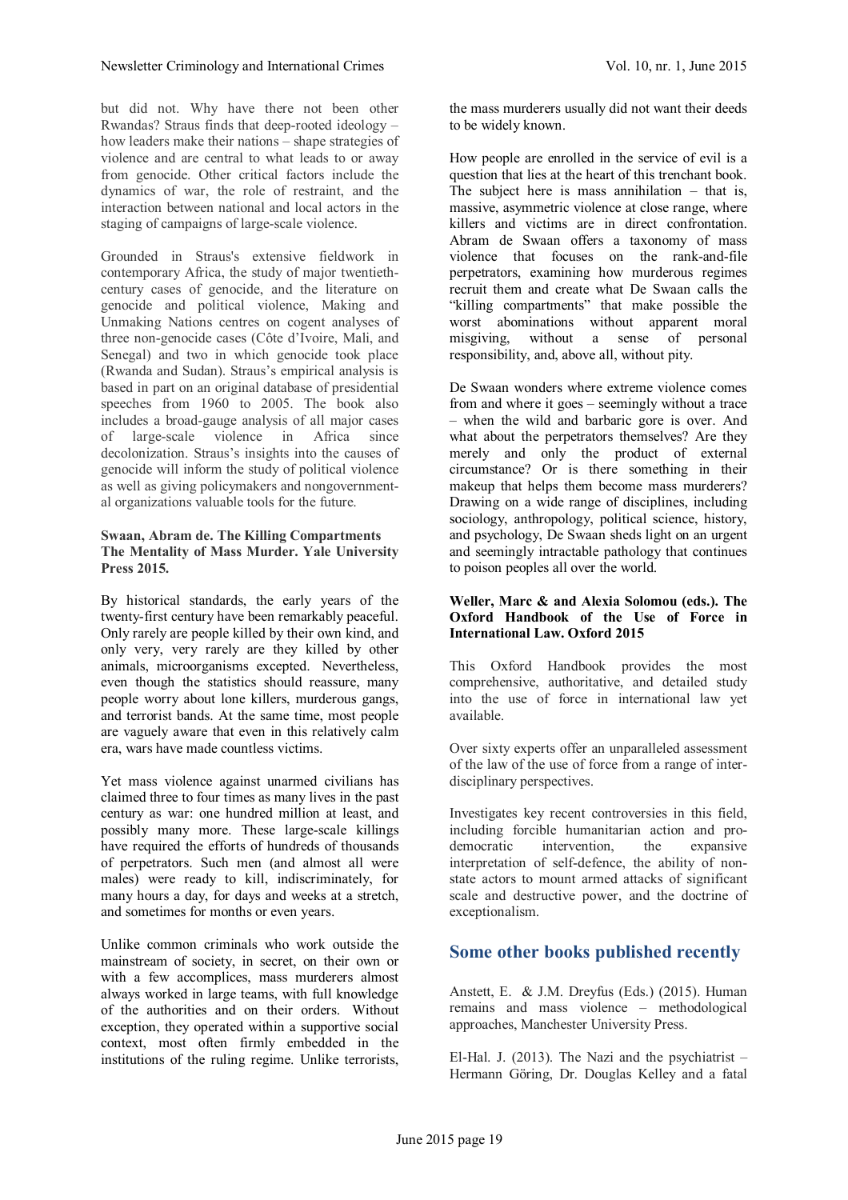but did not. Why have there not been other Rwandas? Straus finds that deep-rooted ideology – how leaders make their nations – shape strategies of violence and are central to what leads to or away from genocide. Other critical factors include the dynamics of war, the role of restraint, and the interaction between national and local actors in the staging of campaigns of large-scale violence.

Grounded in Straus's extensive fieldwork in contemporary Africa, the study of major twentieth-century cases of genocide, and the literature on genocide and political violence, Making and Unmaking Nations centres on cogent analyses of three non-genocide cases (Côte d'Ivoire, Mali, and Senegal) and two in which genocide took place (Rwanda and Sudan). Straus's empirical analysis is based in part on an original database of presidential speeches from 1960 to 2005. The book also includes a broad-gauge analysis of all major cases of large-scale violence in Africa since decolonization. Straus's insights into the causes of genocide will inform the study of political violence as well as giving policymakers and nongovernmental organizations valuable tools for the future.

**Swaan, Abram de. The Killing Compartments The Mentality of Mass Murder. Yale University Press 2015.**

By historical standards, the early years of the twenty-first century have been remarkably peaceful. Only rarely are people killed by their own kind, and only very, very rarely are they killed by other animals, microorganisms excepted. Nevertheless, even though the statistics should reassure, many people worry about lone killers, murderous gangs, and terrorist bands. At the same time, most people are vaguely aware that even in this relatively calm era, wars have made countless victims.

Yet mass violence against unarmed civilians has claimed three to four times as many lives in the past century as war: one hundred million at least, and possibly many more. These large-scale killings have required the efforts of hundreds of thousands of perpetrators. Such men (and almost all were males) were ready to kill, indiscriminately, for many hours a day, for days and weeks at a stretch, and sometimes for months or even years.

Unlike common criminals who work outside the mainstream of society, in secret, on their own or with a few accomplices, mass murderers almost always worked in large teams, with full knowledge of the authorities and on their orders. Without exception, they operated within a supportive social context, most often firmly embedded in the institutions of the ruling regime. Unlike terrorists, the mass murderers usually did not want their deeds to be widely known.

How people are enrolled in the service of evil is a question that lies at the heart of this trenchant book. The subject here is mass annihilation – that is, massive, asymmetric violence at close range, where killers and victims are in direct confrontation. Abram de Swaan offers a taxonomy of mass violence that focuses on the rank-and-file perpetrators, examining how murderous regimes recruit them and create what De Swaan calls the "killing compartments" that make possible the worst abominations without apparent moral misgiving, without a sense of personal responsibility, and, above all, without pity.

De Swaan wonders where extreme violence comes from and where it goes – seemingly without a trace – when the wild and barbaric gore is over. And what about the perpetrators themselves? Are they merely and only the product of external circumstance? Or is there something in their makeup that helps them become mass murderers? Drawing on a wide range of disciplines, including sociology, anthropology, political science, history, and psychology, De Swaan sheds light on an urgent and seemingly intractable pathology that continues to poison peoples all over the world.

**Weller, Marc & and Alexia Solomou (eds.). The Oxford Handbook of the Use of Force in International Law. Oxford 2015**

This Oxford Handbook provides the most comprehensive, authoritative, and detailed study into the use of force in international law yet available.

Over sixty experts offer an unparalleled assessment of the law of the use of force from a range of inter-disciplinary perspectives.

Investigates key recent controversies in this field, including forcible humanitarian action and pro-democratic intervention, the expansive interpretation of self-defence, the ability of non-state actors to mount armed attacks of significant scale and destructive power, and the doctrine of exceptionalism.

## Some other books published recently

Anstett, E. & J.M. Dreyfus (Eds.) (2015). Human remains and mass violence – methodological approaches, Manchester University Press.

El-Hal. J. (2013). The Nazi and the psychiatrist – Hermann Göring, Dr. Douglas Kelley and a fatal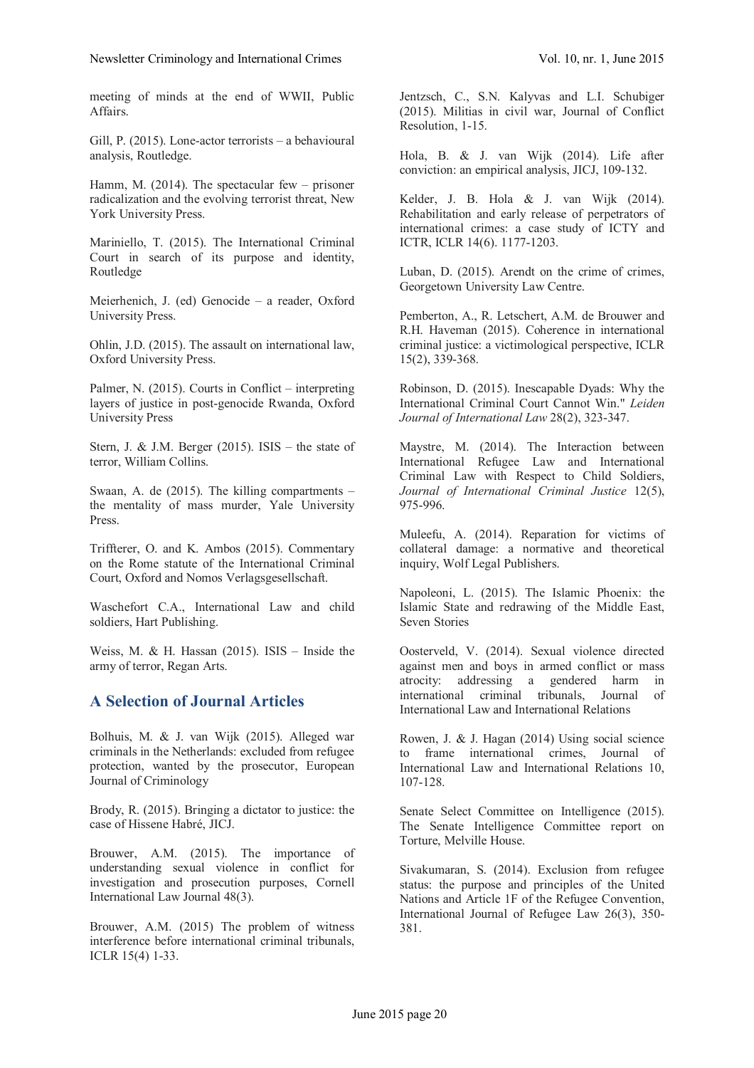meeting of minds at the end of WWII, Public Affairs.

Gill, P. (2015). Lone-actor terrorists – a behavioural analysis, Routledge.

Hamm, M. (2014). The spectacular few – prisoner radicalization and the evolving terrorist threat, New York University Press.

Mariniello, T. (2015). The International Criminal Court in search of its purpose and identity, Routledge

Meierhenich, J. (ed) Genocide – a reader, Oxford University Press.

Ohlin, J.D. (2015). The assault on international law, Oxford University Press.

Palmer, N. (2015). Courts in Conflict – interpreting layers of justice in post-genocide Rwanda, Oxford University Press

Stern, J. & J.M. Berger (2015). ISIS – the state of terror, William Collins.

Swaan, A. de (2015). The killing compartments – the mentality of mass murder, Yale University Press.

Triffterer, O. and K. Ambos (2015). Commentary on the Rome statute of the International Criminal Court, Oxford and Nomos Verlagsgesellschaft.

Waschefort C.A., International Law and child soldiers, Hart Publishing.

Weiss, M. & H. Hassan (2015). ISIS – Inside the army of terror, Regan Arts.

## A Selection of Journal Articles

Bolhuis, M. & J. van Wijk (2015). Alleged war criminals in the Netherlands: excluded from refugee protection, wanted by the prosecutor, European Journal of Criminology

Brody, R. (2015). Bringing a dictator to justice: the case of Hissene Habré, JICJ.

Brouwer, A.M. (2015). The importance of understanding sexual violence in conflict for investigation and prosecution purposes, Cornell International Law Journal 48(3).

Brouwer, A.M. (2015) The problem of witness interference before international criminal tribunals, ICLR 15(4) 1-33.

Jentzsch, C., S.N. Kalyvas and L.I. Schubiger (2015). Militias in civil war, Journal of Conflict Resolution, 1-15.

Hola, B. & J. van Wijk (2014). Life after conviction: an empirical analysis, JICJ, 109-132.

Kelder, J. B. Hola & J. van Wijk (2014). Rehabilitation and early release of perpetrators of international crimes: a case study of ICTY and ICTR, ICLR 14(6). 1177-1203.

Luban, D. (2015). Arendt on the crime of crimes, Georgetown University Law Centre.

Pemberton, A., R. Letschert, A.M. de Brouwer and R.H. Haveman (2015). Coherence in international criminal justice: a victimological perspective, ICLR 15(2), 339-368.

Robinson, D. (2015). Inescapable Dyads: Why the International Criminal Court Cannot Win." *Leiden Journal of International Law* 28(2), 323-347.

Maystre, M. (2014). The Interaction between International Refugee Law and International Criminal Law with Respect to Child Soldiers, *Journal of International Criminal Justice* 12(5), 975-996.

Muleefu, A. (2014). Reparation for victims of collateral damage: a normative and theoretical inquiry, Wolf Legal Publishers.

Napoleoni, L. (2015). The Islamic Phoenix: the Islamic State and redrawing of the Middle East, Seven Stories

Oosterveld, V. (2014). Sexual violence directed against men and boys in armed conflict or mass atrocity: addressing a gendered harm in international criminal tribunals, Journal of International Law and International Relations

Rowen, J. & J. Hagan (2014) Using social science to frame international crimes, Journal of International Law and International Relations 10, 107-128.

Senate Select Committee on Intelligence (2015). The Senate Intelligence Committee report on Torture, Melville House.

Sivakumaran, S. (2014). Exclusion from refugee status: the purpose and principles of the United Nations and Article 1F of the Refugee Convention, International Journal of Refugee Law 26(3), 350-381.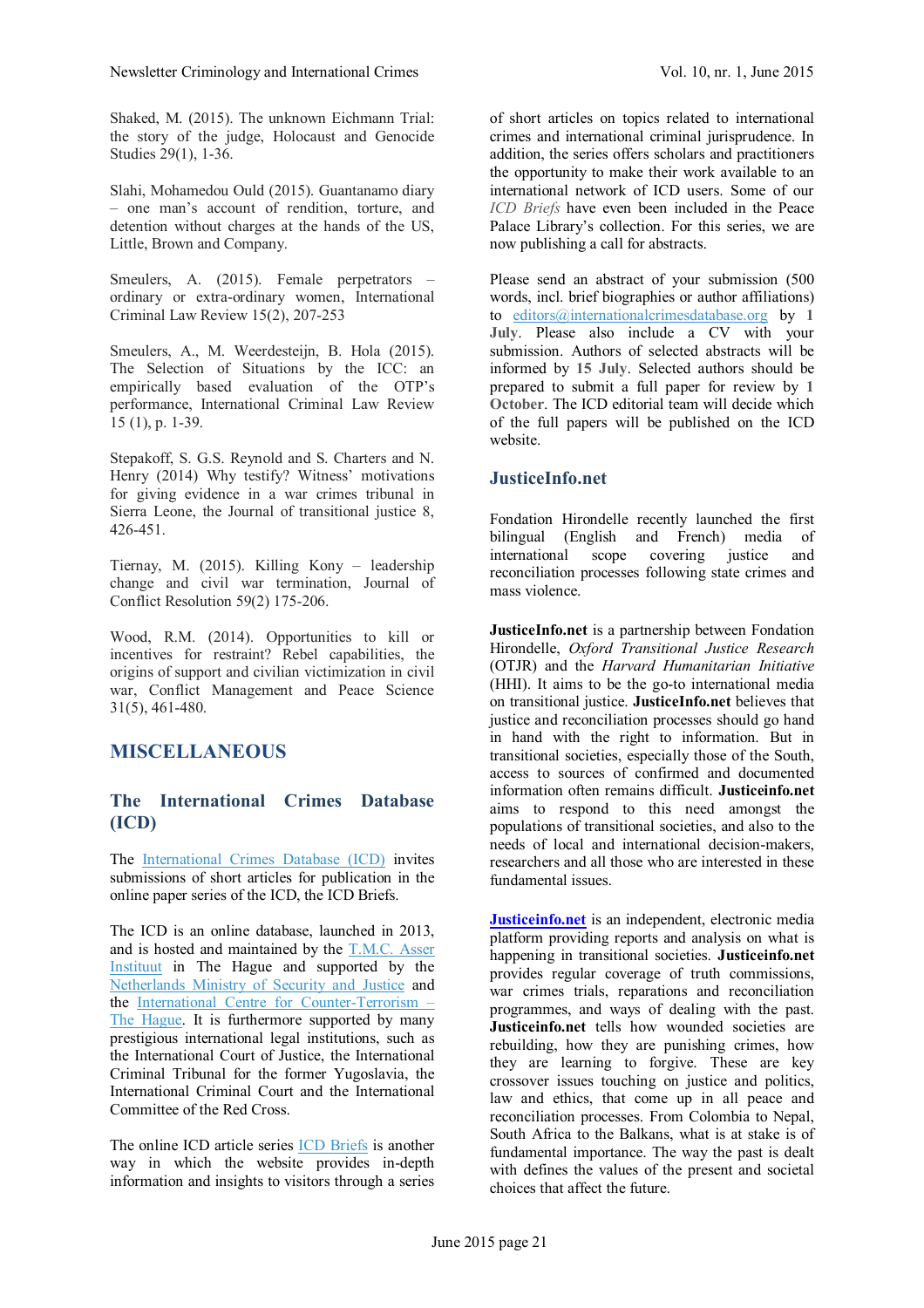Shaked, M. (2015). The unknown Eichmann Trial: the story of the judge, Holocaust and Genocide Studies 29(1), 1-36.

Slahi, Mohamedou Ould (2015). Guantanamo diary – one man's account of rendition, torture, and detention without charges at the hands of the US, Little, Brown and Company.

Smeulers, A. (2015). Female perpetrators – ordinary or extra-ordinary women, International Criminal Law Review 15(2), 207-253

Smeulers, A., M. Weerdesteijn, B. Hola (2015). The Selection of Situations by the ICC: an empirically based evaluation of the OTP's performance, International Criminal Law Review 15 (1), p. 1-39.

Stepakoff, S. G.S. Reynold and S. Charters and N. Henry (2014) Why testify? Witness' motivations for giving evidence in a war crimes tribunal in Sierra Leone, the Journal of transitional justice 8, 426-451.

Tiernay, M. (2015). Killing Kony – leadership change and civil war termination, Journal of Conflict Resolution 59(2) 175-206.

Wood, R.M. (2014). Opportunities to kill or incentives for restraint? Rebel capabilities, the origins of support and civilian victimization in civil war, Conflict Management and Peace Science 31(5), 461-480.

# MISCELLANEOUS

## The International Crimes Database (ICD)

The International Crimes Database (ICD) invites submissions of short articles for publication in the online paper series of the ICD, the ICD Briefs.

The ICD is an online database, launched in 2013, and is hosted and maintained by the T.M.C. Asser Instituut in The Hague and supported by the Netherlands Ministry of Security and Justice and the International Centre for Counter-Terrorism – The Hague. It is furthermore supported by many prestigious international legal institutions, such as the International Court of Justice, the International Criminal Tribunal for the former Yugoslavia, the International Criminal Court and the International Committee of the Red Cross.

The online ICD article series ICD Briefs is another way in which the website provides in-depth information and insights to visitors through a series of short articles on topics related to international crimes and international criminal jurisprudence. In addition, the series offers scholars and practitioners the opportunity to make their work available to an international network of ICD users. Some of our *ICD Briefs* have even been included in the Peace Palace Library's collection. For this series, we are now publishing a call for abstracts.

Please send an abstract of your submission (500 words, incl. brief biographies or author affiliations) to editors@internationalcrimesdatabase.org by **1 July**. Please also include a CV with your submission. Authors of selected abstracts will be informed by **15 July**. Selected authors should be prepared to submit a full paper for review by **1 October**. The ICD editorial team will decide which of the full papers will be published on the ICD website.

## JusticeInfo.net

Fondation Hirondelle recently launched the first bilingual (English and French) media of international scope covering justice and reconciliation processes following state crimes and mass violence.

**JusticeInfo.net** is a partnership between Fondation Hirondelle, *Oxford Transitional Justice Research* (OTJR) and the *Harvard Humanitarian Initiative* (HHI). It aims to be the go-to international media on transitional justice. **JusticeInfo.net** believes that justice and reconciliation processes should go hand in hand with the right to information. But in transitional societies, especially those of the South, access to sources of confirmed and documented information often remains difficult. **Justiceinfo.net** aims to respond to this need amongst the populations of transitional societies, and also to the needs of local and international decision-makers, researchers and all those who are interested in these fundamental issues.

**Justiceinfo.net** is an independent, electronic media platform providing reports and analysis on what is happening in transitional societies. **Justiceinfo.net** provides regular coverage of truth commissions, war crimes trials, reparations and reconciliation programmes, and ways of dealing with the past. **Justiceinfo.net** tells how wounded societies are rebuilding, how they are punishing crimes, how they are learning to forgive. These are key crossover issues touching on justice and politics, law and ethics, that come up in all peace and reconciliation processes. From Colombia to Nepal, South Africa to the Balkans, what is at stake is of fundamental importance. The way the past is dealt with defines the values of the present and societal choices that affect the future.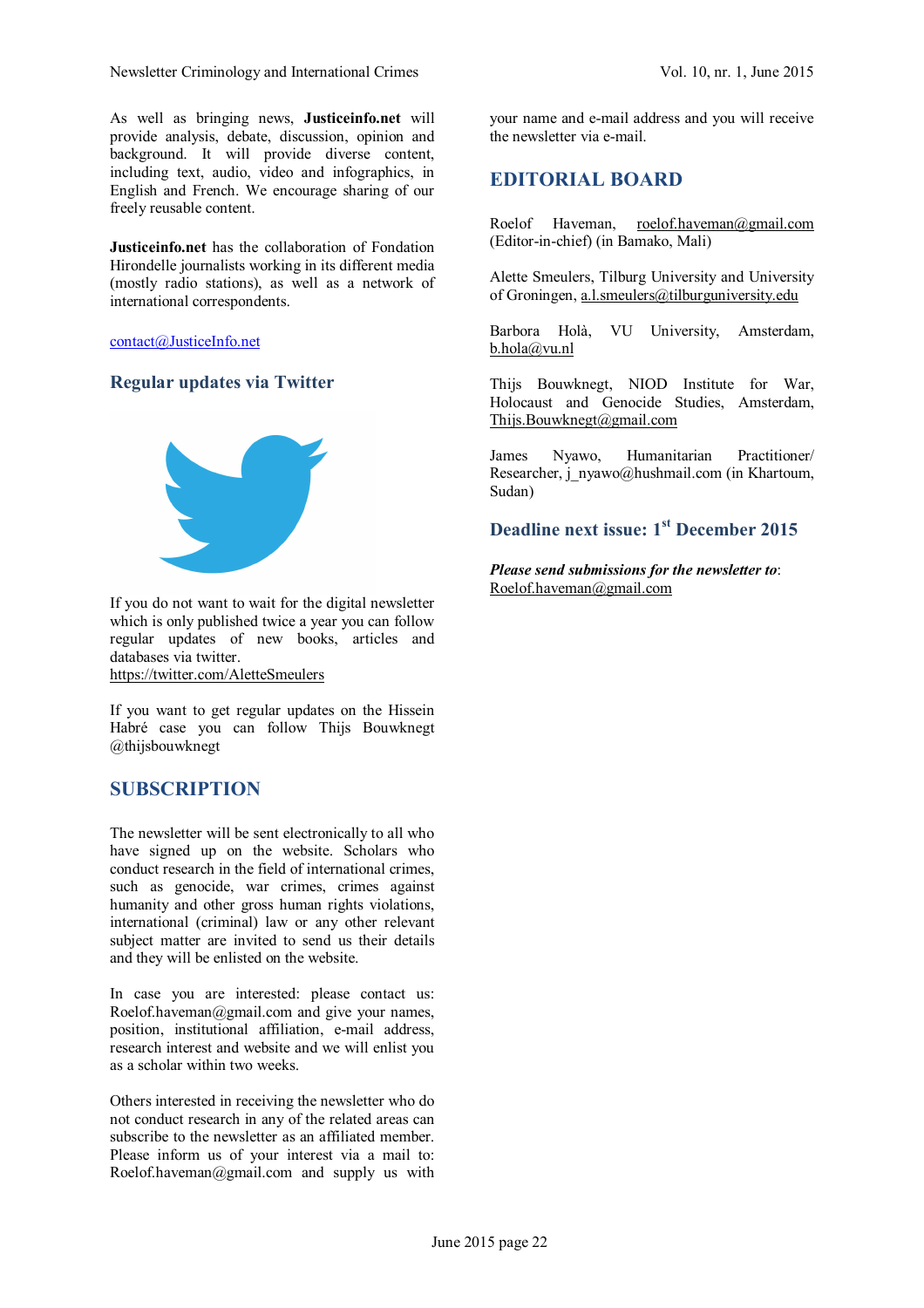As well as bringing news, **Justiceinfo.net** will provide analysis, debate, discussion, opinion and background. It will provide diverse content, including text, audio, video and infographics, in English and French. We encourage sharing of our freely reusable content.

**Justiceinfo.net** has the collaboration of Fondation Hirondelle journalists working in its different media (mostly radio stations), as well as a network of international correspondents.

contact@JusticeInfo.net

## Regular updates via Twitter

If you do not want to wait for the digital newsletter which is only published twice a year you can follow regular updates of new books, articles and databases via twitter.
https://twitter.com/AletteSmeulers

If you want to get regular updates on the Hissein Habré case you can follow Thijs Bouwknegt @thijsbouwknegt

## SUBSCRIPTION

The newsletter will be sent electronically to all who have signed up on the website. Scholars who conduct research in the field of international crimes, such as genocide, war crimes, crimes against humanity and other gross human rights violations, international (criminal) law or any other relevant subject matter are invited to send us their details and they will be enlisted on the website.

In case you are interested: please contact us: Roelof.haveman@gmail.com and give your names, position, institutional affiliation, e-mail address, research interest and website and we will enlist you as a scholar within two weeks.

Others interested in receiving the newsletter who do not conduct research in any of the related areas can subscribe to the newsletter as an affiliated member. Please inform us of your interest via a mail to: Roelof.haveman@gmail.com and supply us with your name and e-mail address and you will receive the newsletter via e-mail.

## EDITORIAL BOARD

Roelof Haveman, roelof.haveman@gmail.com (Editor-in-chief) (in Bamako, Mali)

Alette Smeulers, Tilburg University and University of Groningen, a.l.smeulers@tilburguniversity.edu

Barbora Holà, VU University, Amsterdam, b.hola@vu.nl

Thijs Bouwknegt, NIOD Institute for War, Holocaust and Genocide Studies, Amsterdam, Thijs.Bouwknegt@gmail.com

James Nyawo, Humanitarian Practitioner/ Researcher, j_nyawo@hushmail.com (in Khartoum, Sudan)

## Deadline next issue: 1st December 2015

***Please send submissions for the newsletter to***:
Roelof.haveman@gmail.com